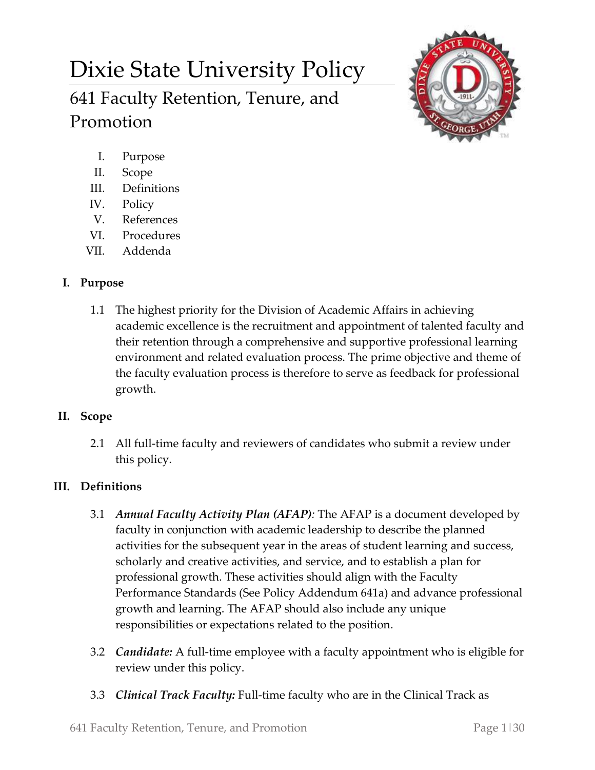# Dixie State University Policy

## 641 Faculty Retention, Tenure, and Promotion

I. Purpose
II. Scope
III. Definitions
IV. Policy
V. References
VI. Procedures
VII. Addenda

### I. Purpose

1.1 The highest priority for the Division of Academic Affairs in achieving academic excellence is the recruitment and appointment of talented faculty and their retention through a comprehensive and supportive professional learning environment and related evaluation process. The prime objective and theme of the faculty evaluation process is therefore to serve as feedback for professional growth.

### II. Scope

2.1 All full-time faculty and reviewers of candidates who submit a review under this policy.

### III. Definitions

3.1 ***Annual Faculty Activity Plan (AFAP)****:* The AFAP is a document developed by faculty in conjunction with academic leadership to describe the planned activities for the subsequent year in the areas of student learning and success, scholarly and creative activities, and service, and to establish a plan for professional growth. These activities should align with the Faculty Performance Standards (See Policy Addendum 641a) and advance professional growth and learning. The AFAP should also include any unique responsibilities or expectations related to the position.

3.2 ***Candidate:*** A full-time employee with a faculty appointment who is eligible for review under this policy.

3.3 ***Clinical Track Faculty:*** Full-time faculty who are in the Clinical Track as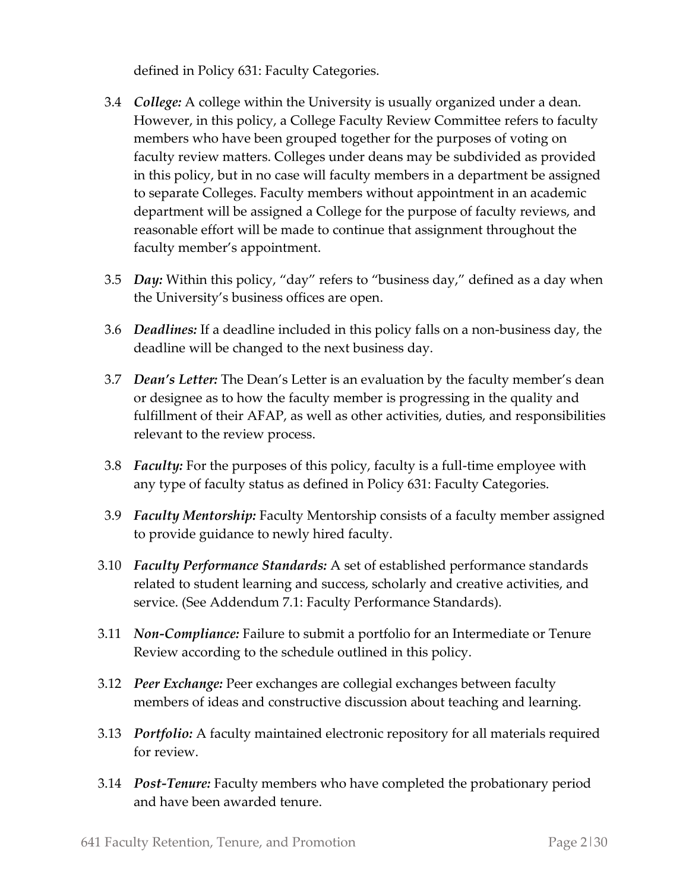defined in Policy 631: Faculty Categories.

3.4 ***College:*** A college within the University is usually organized under a dean. However, in this policy, a College Faculty Review Committee refers to faculty members who have been grouped together for the purposes of voting on faculty review matters. Colleges under deans may be subdivided as provided in this policy, but in no case will faculty members in a department be assigned to separate Colleges. Faculty members without appointment in an academic department will be assigned a College for the purpose of faculty reviews, and reasonable effort will be made to continue that assignment throughout the faculty member's appointment.

3.5 ***Day:*** Within this policy, "day" refers to "business day," defined as a day when the University's business offices are open.

3.6 ***Deadlines:*** If a deadline included in this policy falls on a non-business day, the deadline will be changed to the next business day.

3.7 ***Dean's Letter:*** The Dean's Letter is an evaluation by the faculty member's dean or designee as to how the faculty member is progressing in the quality and fulfillment of their AFAP, as well as other activities, duties, and responsibilities relevant to the review process.

3.8 ***Faculty:*** For the purposes of this policy, faculty is a full-time employee with any type of faculty status as defined in Policy 631: Faculty Categories.

3.9 ***Faculty Mentorship:*** Faculty Mentorship consists of a faculty member assigned to provide guidance to newly hired faculty.

3.10 ***Faculty Performance Standards:*** A set of established performance standards related to student learning and success, scholarly and creative activities, and service. (See Addendum 7.1: Faculty Performance Standards).

3.11 ***Non-Compliance:*** Failure to submit a portfolio for an Intermediate or Tenure Review according to the schedule outlined in this policy.

3.12 ***Peer Exchange:*** Peer exchanges are collegial exchanges between faculty members of ideas and constructive discussion about teaching and learning.

3.13 ***Portfolio:*** A faculty maintained electronic repository for all materials required for review.

3.14 ***Post-Tenure:*** Faculty members who have completed the probationary period and have been awarded tenure.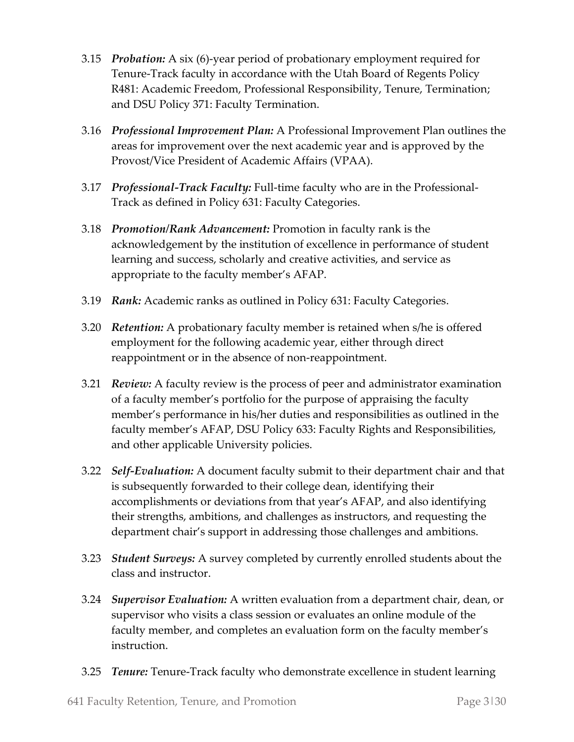3.15 ***Probation:*** A six (6)-year period of probationary employment required for Tenure-Track faculty in accordance with the Utah Board of Regents Policy R481: Academic Freedom, Professional Responsibility, Tenure, Termination; and DSU Policy 371: Faculty Termination.

3.16 ***Professional Improvement Plan:*** A Professional Improvement Plan outlines the areas for improvement over the next academic year and is approved by the Provost/Vice President of Academic Affairs (VPAA).

3.17 ***Professional-Track Faculty:*** Full-time faculty who are in the Professional-Track as defined in Policy 631: Faculty Categories.

3.18 ***Promotion/Rank Advancement:*** Promotion in faculty rank is the acknowledgement by the institution of excellence in performance of student learning and success, scholarly and creative activities, and service as appropriate to the faculty member's AFAP.

3.19 ***Rank:*** Academic ranks as outlined in Policy 631: Faculty Categories.

3.20 ***Retention:*** A probationary faculty member is retained when s/he is offered employment for the following academic year, either through direct reappointment or in the absence of non-reappointment.

3.21 ***Review:*** A faculty review is the process of peer and administrator examination of a faculty member's portfolio for the purpose of appraising the faculty member's performance in his/her duties and responsibilities as outlined in the faculty member's AFAP, DSU Policy 633: Faculty Rights and Responsibilities, and other applicable University policies.

3.22 ***Self-Evaluation:*** A document faculty submit to their department chair and that is subsequently forwarded to their college dean, identifying their accomplishments or deviations from that year's AFAP, and also identifying their strengths, ambitions, and challenges as instructors, and requesting the department chair's support in addressing those challenges and ambitions.

3.23 ***Student Surveys:*** A survey completed by currently enrolled students about the class and instructor.

3.24 ***Supervisor Evaluation:*** A written evaluation from a department chair, dean, or supervisor who visits a class session or evaluates an online module of the faculty member, and completes an evaluation form on the faculty member's instruction.

3.25 ***Tenure:*** Tenure-Track faculty who demonstrate excellence in student learning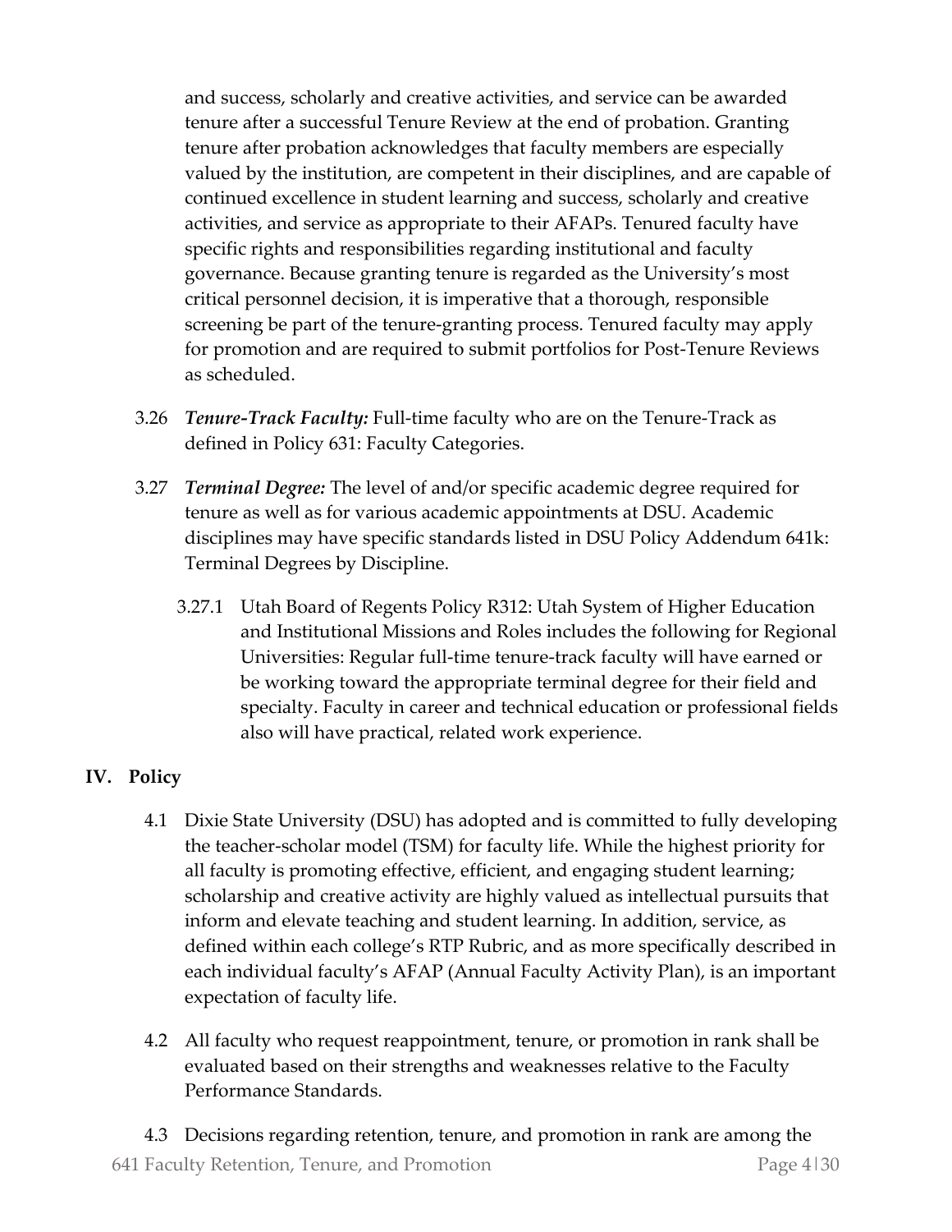and success, scholarly and creative activities, and service can be awarded tenure after a successful Tenure Review at the end of probation. Granting tenure after probation acknowledges that faculty members are especially valued by the institution, are competent in their disciplines, and are capable of continued excellence in student learning and success, scholarly and creative activities, and service as appropriate to their AFAPs. Tenured faculty have specific rights and responsibilities regarding institutional and faculty governance. Because granting tenure is regarded as the University's most critical personnel decision, it is imperative that a thorough, responsible screening be part of the tenure-granting process. Tenured faculty may apply for promotion and are required to submit portfolios for Post-Tenure Reviews as scheduled.

3.26 ***Tenure-Track Faculty:*** Full-time faculty who are on the Tenure-Track as defined in Policy 631: Faculty Categories.

3.27 ***Terminal Degree:*** The level of and/or specific academic degree required for tenure as well as for various academic appointments at DSU. Academic disciplines may have specific standards listed in DSU Policy Addendum 641k: Terminal Degrees by Discipline.

3.27.1 Utah Board of Regents Policy R312: Utah System of Higher Education and Institutional Missions and Roles includes the following for Regional Universities: Regular full-time tenure-track faculty will have earned or be working toward the appropriate terminal degree for their field and specialty. Faculty in career and technical education or professional fields also will have practical, related work experience.

## IV. Policy

4.1 Dixie State University (DSU) has adopted and is committed to fully developing the teacher-scholar model (TSM) for faculty life. While the highest priority for all faculty is promoting effective, efficient, and engaging student learning; scholarship and creative activity are highly valued as intellectual pursuits that inform and elevate teaching and student learning. In addition, service, as defined within each college's RTP Rubric, and as more specifically described in each individual faculty's AFAP (Annual Faculty Activity Plan), is an important expectation of faculty life.

4.2 All faculty who request reappointment, tenure, or promotion in rank shall be evaluated based on their strengths and weaknesses relative to the Faculty Performance Standards.

4.3 Decisions regarding retention, tenure, and promotion in rank are among the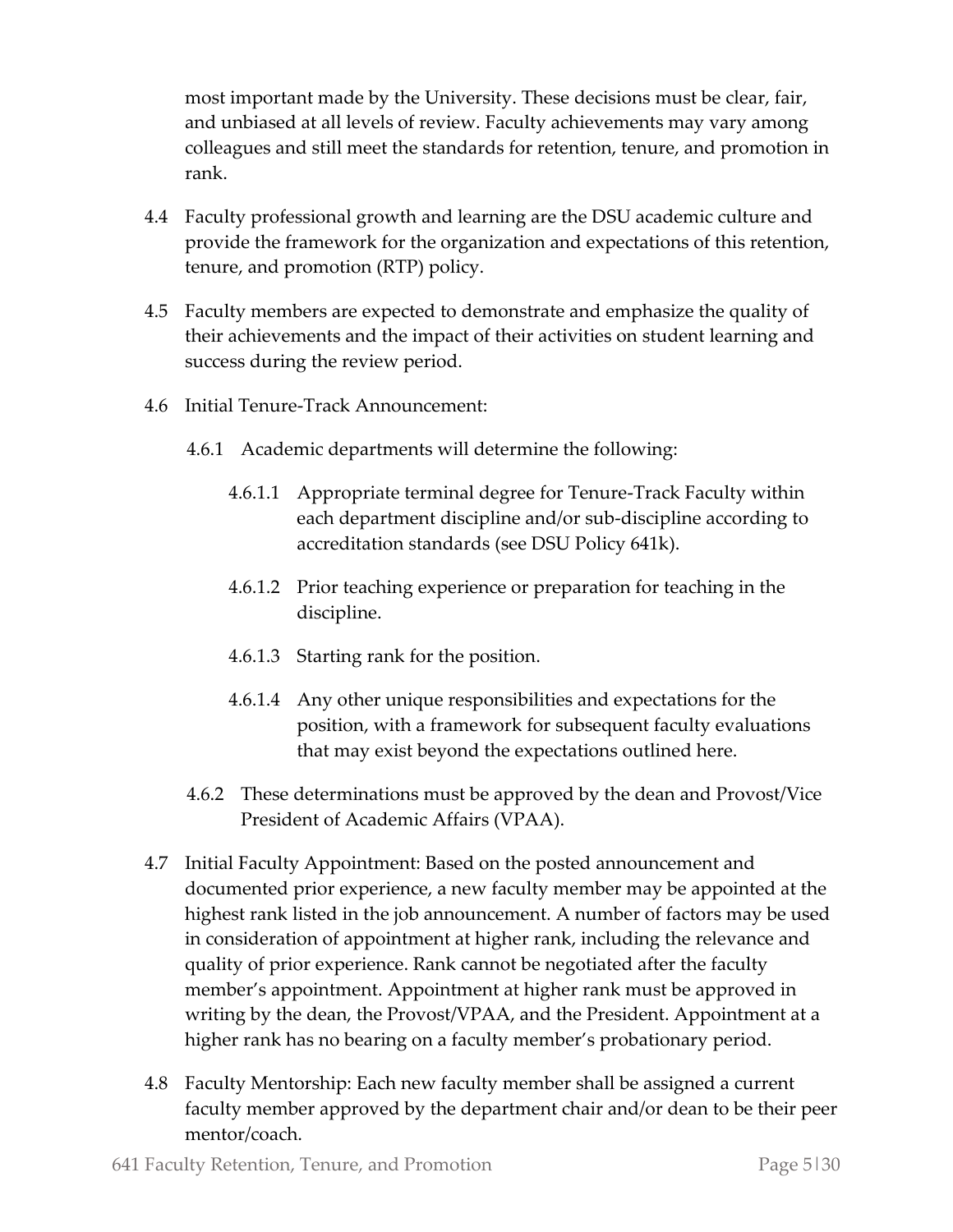most important made by the University. These decisions must be clear, fair, and unbiased at all levels of review. Faculty achievements may vary among colleagues and still meet the standards for retention, tenure, and promotion in rank.

4.4 Faculty professional growth and learning are the DSU academic culture and provide the framework for the organization and expectations of this retention, tenure, and promotion (RTP) policy.

4.5 Faculty members are expected to demonstrate and emphasize the quality of their achievements and the impact of their activities on student learning and success during the review period.

4.6 Initial Tenure-Track Announcement:

- 4.6.1 Academic departments will determine the following:
  - 4.6.1.1 Appropriate terminal degree for Tenure-Track Faculty within each department discipline and/or sub-discipline according to accreditation standards (see DSU Policy 641k).
  - 4.6.1.2 Prior teaching experience or preparation for teaching in the discipline.
  - 4.6.1.3 Starting rank for the position.
  - 4.6.1.4 Any other unique responsibilities and expectations for the position, with a framework for subsequent faculty evaluations that may exist beyond the expectations outlined here.
- 4.6.2 These determinations must be approved by the dean and Provost/Vice President of Academic Affairs (VPAA).

4.7 Initial Faculty Appointment: Based on the posted announcement and documented prior experience, a new faculty member may be appointed at the highest rank listed in the job announcement. A number of factors may be used in consideration of appointment at higher rank, including the relevance and quality of prior experience. Rank cannot be negotiated after the faculty member's appointment. Appointment at higher rank must be approved in writing by the dean, the Provost/VPAA, and the President. Appointment at a higher rank has no bearing on a faculty member's probationary period.

4.8 Faculty Mentorship: Each new faculty member shall be assigned a current faculty member approved by the department chair and/or dean to be their peer mentor/coach.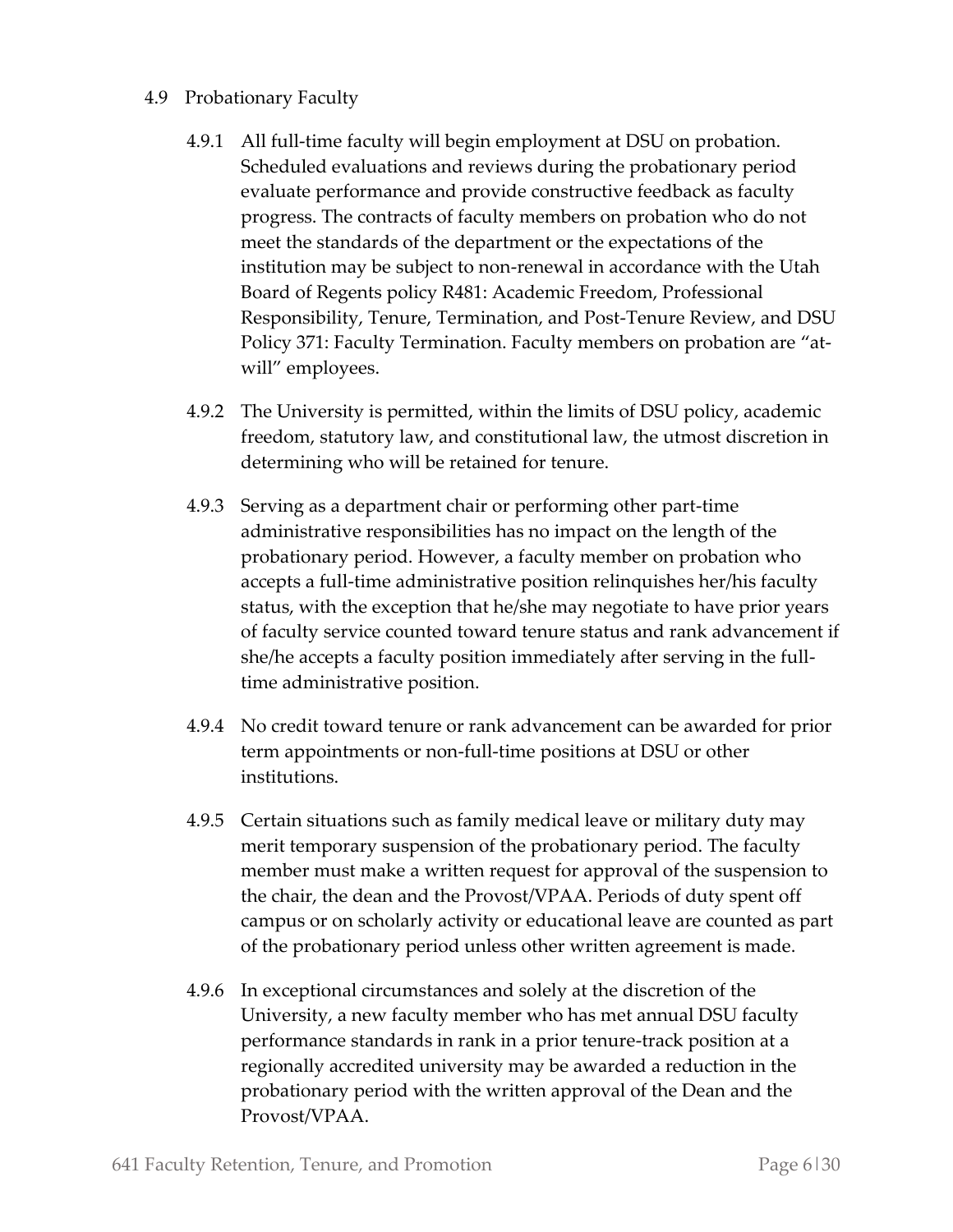## 4.9 Probationary Faculty

4.9.1 All full-time faculty will begin employment at DSU on probation. Scheduled evaluations and reviews during the probationary period evaluate performance and provide constructive feedback as faculty progress. The contracts of faculty members on probation who do not meet the standards of the department or the expectations of the institution may be subject to non-renewal in accordance with the Utah Board of Regents policy R481: Academic Freedom, Professional Responsibility, Tenure, Termination, and Post-Tenure Review, and DSU Policy 371: Faculty Termination. Faculty members on probation are "at-will" employees.

4.9.2 The University is permitted, within the limits of DSU policy, academic freedom, statutory law, and constitutional law, the utmost discretion in determining who will be retained for tenure.

4.9.3 Serving as a department chair or performing other part-time administrative responsibilities has no impact on the length of the probationary period. However, a faculty member on probation who accepts a full-time administrative position relinquishes her/his faculty status, with the exception that he/she may negotiate to have prior years of faculty service counted toward tenure status and rank advancement if she/he accepts a faculty position immediately after serving in the full-time administrative position.

4.9.4 No credit toward tenure or rank advancement can be awarded for prior term appointments or non-full-time positions at DSU or other institutions.

4.9.5 Certain situations such as family medical leave or military duty may merit temporary suspension of the probationary period. The faculty member must make a written request for approval of the suspension to the chair, the dean and the Provost/VPAA. Periods of duty spent off campus or on scholarly activity or educational leave are counted as part of the probationary period unless other written agreement is made.

4.9.6 In exceptional circumstances and solely at the discretion of the University, a new faculty member who has met annual DSU faculty performance standards in rank in a prior tenure-track position at a regionally accredited university may be awarded a reduction in the probationary period with the written approval of the Dean and the Provost/VPAA.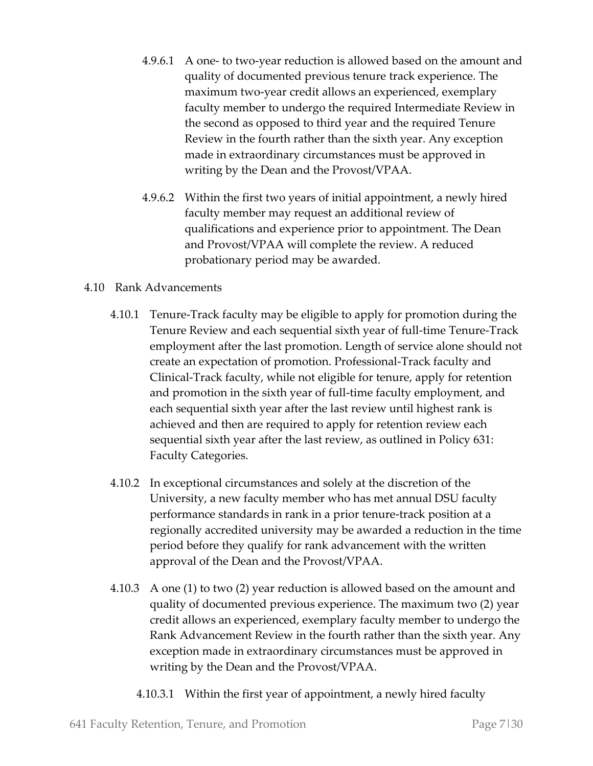4.9.6.1 A one- to two-year reduction is allowed based on the amount and quality of documented previous tenure track experience. The maximum two-year credit allows an experienced, exemplary faculty member to undergo the required Intermediate Review in the second as opposed to third year and the required Tenure Review in the fourth rather than the sixth year. Any exception made in extraordinary circumstances must be approved in writing by the Dean and the Provost/VPAA.

4.9.6.2 Within the first two years of initial appointment, a newly hired faculty member may request an additional review of qualifications and experience prior to appointment. The Dean and Provost/VPAA will complete the review. A reduced probationary period may be awarded.

4.10 Rank Advancements

4.10.1 Tenure-Track faculty may be eligible to apply for promotion during the Tenure Review and each sequential sixth year of full-time Tenure-Track employment after the last promotion. Length of service alone should not create an expectation of promotion. Professional-Track faculty and Clinical-Track faculty, while not eligible for tenure, apply for retention and promotion in the sixth year of full-time faculty employment, and each sequential sixth year after the last review until highest rank is achieved and then are required to apply for retention review each sequential sixth year after the last review, as outlined in Policy 631: Faculty Categories.

4.10.2 In exceptional circumstances and solely at the discretion of the University, a new faculty member who has met annual DSU faculty performance standards in rank in a prior tenure-track position at a regionally accredited university may be awarded a reduction in the time period before they qualify for rank advancement with the written approval of the Dean and the Provost/VPAA.

4.10.3 A one (1) to two (2) year reduction is allowed based on the amount and quality of documented previous experience. The maximum two (2) year credit allows an experienced, exemplary faculty member to undergo the Rank Advancement Review in the fourth rather than the sixth year. Any exception made in extraordinary circumstances must be approved in writing by the Dean and the Provost/VPAA.

4.10.3.1 Within the first year of appointment, a newly hired faculty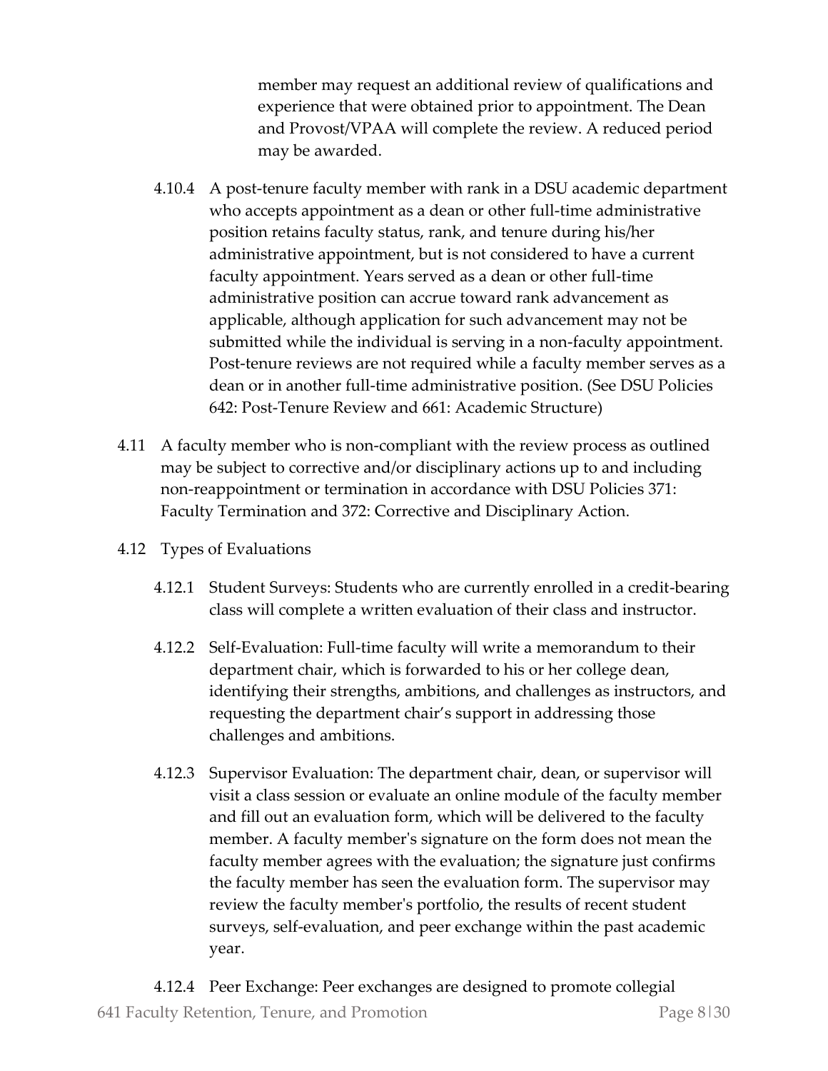member may request an additional review of qualifications and experience that were obtained prior to appointment. The Dean and Provost/VPAA will complete the review. A reduced period may be awarded.

4.10.4 A post-tenure faculty member with rank in a DSU academic department who accepts appointment as a dean or other full-time administrative position retains faculty status, rank, and tenure during his/her administrative appointment, but is not considered to have a current faculty appointment. Years served as a dean or other full-time administrative position can accrue toward rank advancement as applicable, although application for such advancement may not be submitted while the individual is serving in a non-faculty appointment. Post-tenure reviews are not required while a faculty member serves as a dean or in another full-time administrative position. (See DSU Policies 642: Post-Tenure Review and 661: Academic Structure)

4.11 A faculty member who is non-compliant with the review process as outlined may be subject to corrective and/or disciplinary actions up to and including non-reappointment or termination in accordance with DSU Policies 371: Faculty Termination and 372: Corrective and Disciplinary Action.

4.12 Types of Evaluations

4.12.1 Student Surveys: Students who are currently enrolled in a credit-bearing class will complete a written evaluation of their class and instructor.

4.12.2 Self-Evaluation: Full-time faculty will write a memorandum to their department chair, which is forwarded to his or her college dean, identifying their strengths, ambitions, and challenges as instructors, and requesting the department chair's support in addressing those challenges and ambitions.

4.12.3 Supervisor Evaluation: The department chair, dean, or supervisor will visit a class session or evaluate an online module of the faculty member and fill out an evaluation form, which will be delivered to the faculty member. A faculty member's signature on the form does not mean the faculty member agrees with the evaluation; the signature just confirms the faculty member has seen the evaluation form. The supervisor may review the faculty member's portfolio, the results of recent student surveys, self-evaluation, and peer exchange within the past academic year.

4.12.4 Peer Exchange: Peer exchanges are designed to promote collegial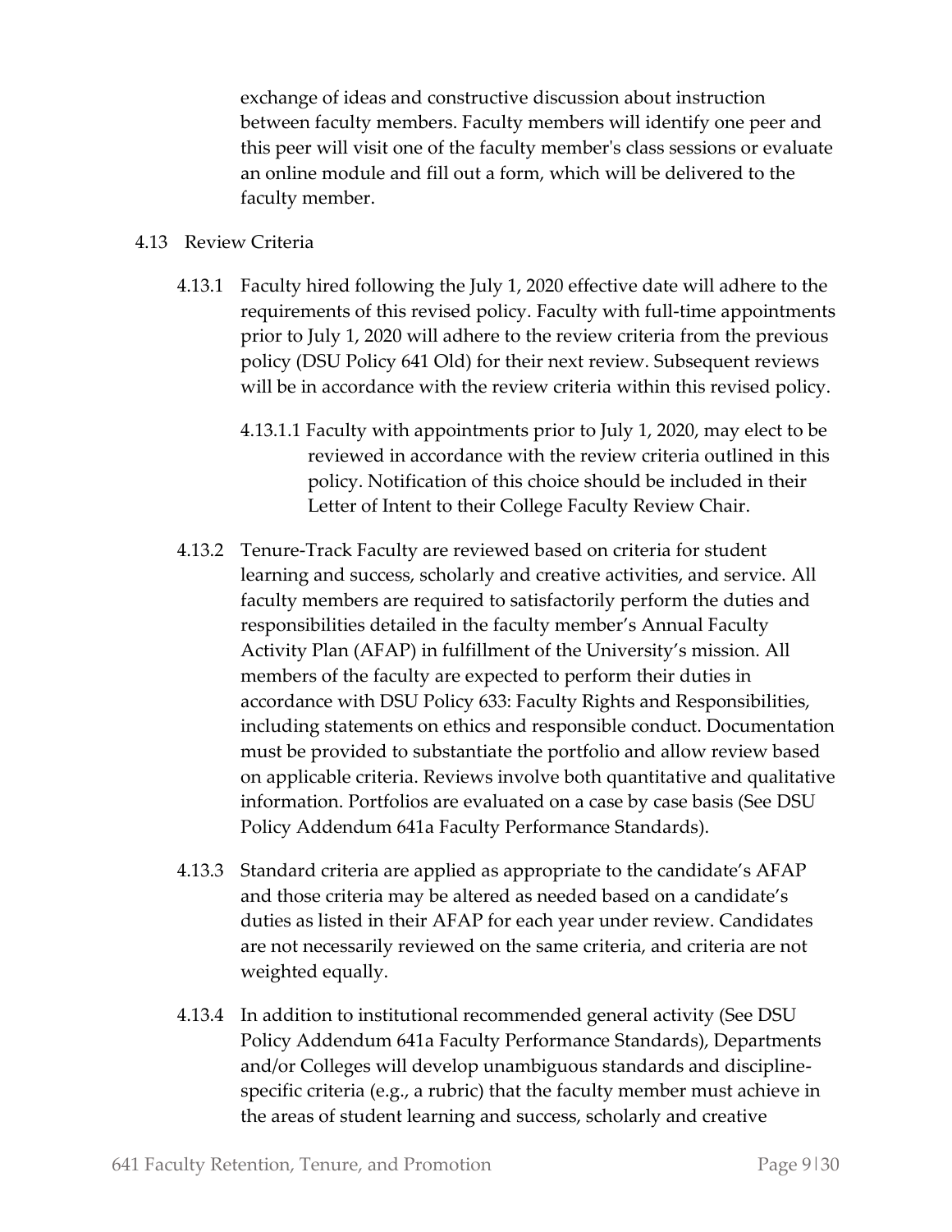exchange of ideas and constructive discussion about instruction between faculty members. Faculty members will identify one peer and this peer will visit one of the faculty member's class sessions or evaluate an online module and fill out a form, which will be delivered to the faculty member.

4.13 Review Criteria

4.13.1 Faculty hired following the July 1, 2020 effective date will adhere to the requirements of this revised policy. Faculty with full-time appointments prior to July 1, 2020 will adhere to the review criteria from the previous policy (DSU Policy 641 Old) for their next review. Subsequent reviews will be in accordance with the review criteria within this revised policy.

4.13.1.1 Faculty with appointments prior to July 1, 2020, may elect to be reviewed in accordance with the review criteria outlined in this policy. Notification of this choice should be included in their Letter of Intent to their College Faculty Review Chair.

4.13.2 Tenure-Track Faculty are reviewed based on criteria for student learning and success, scholarly and creative activities, and service. All faculty members are required to satisfactorily perform the duties and responsibilities detailed in the faculty member's Annual Faculty Activity Plan (AFAP) in fulfillment of the University's mission. All members of the faculty are expected to perform their duties in accordance with DSU Policy 633: Faculty Rights and Responsibilities, including statements on ethics and responsible conduct. Documentation must be provided to substantiate the portfolio and allow review based on applicable criteria. Reviews involve both quantitative and qualitative information. Portfolios are evaluated on a case by case basis (See DSU Policy Addendum 641a Faculty Performance Standards).

4.13.3 Standard criteria are applied as appropriate to the candidate's AFAP and those criteria may be altered as needed based on a candidate's duties as listed in their AFAP for each year under review. Candidates are not necessarily reviewed on the same criteria, and criteria are not weighted equally.

4.13.4 In addition to institutional recommended general activity (See DSU Policy Addendum 641a Faculty Performance Standards), Departments and/or Colleges will develop unambiguous standards and discipline-specific criteria (e.g., a rubric) that the faculty member must achieve in the areas of student learning and success, scholarly and creative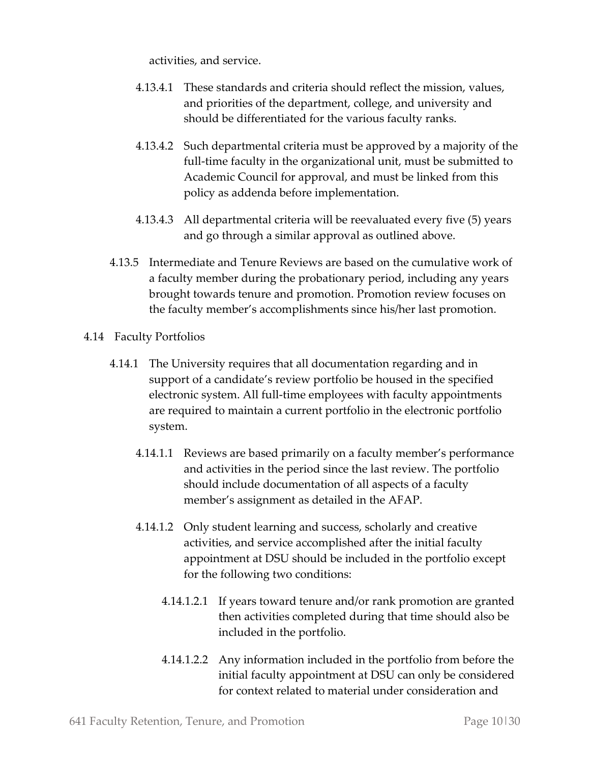activities, and service.

4.13.4.1 These standards and criteria should reflect the mission, values, and priorities of the department, college, and university and should be differentiated for the various faculty ranks.

4.13.4.2 Such departmental criteria must be approved by a majority of the full-time faculty in the organizational unit, must be submitted to Academic Council for approval, and must be linked from this policy as addenda before implementation.

4.13.4.3 All departmental criteria will be reevaluated every five (5) years and go through a similar approval as outlined above.

4.13.5 Intermediate and Tenure Reviews are based on the cumulative work of a faculty member during the probationary period, including any years brought towards tenure and promotion. Promotion review focuses on the faculty member's accomplishments since his/her last promotion.

4.14 Faculty Portfolios

4.14.1 The University requires that all documentation regarding and in support of a candidate's review portfolio be housed in the specified electronic system. All full-time employees with faculty appointments are required to maintain a current portfolio in the electronic portfolio system.

4.14.1.1 Reviews are based primarily on a faculty member's performance and activities in the period since the last review. The portfolio should include documentation of all aspects of a faculty member's assignment as detailed in the AFAP.

4.14.1.2 Only student learning and success, scholarly and creative activities, and service accomplished after the initial faculty appointment at DSU should be included in the portfolio except for the following two conditions:

4.14.1.2.1 If years toward tenure and/or rank promotion are granted then activities completed during that time should also be included in the portfolio.

4.14.1.2.2 Any information included in the portfolio from before the initial faculty appointment at DSU can only be considered for context related to material under consideration and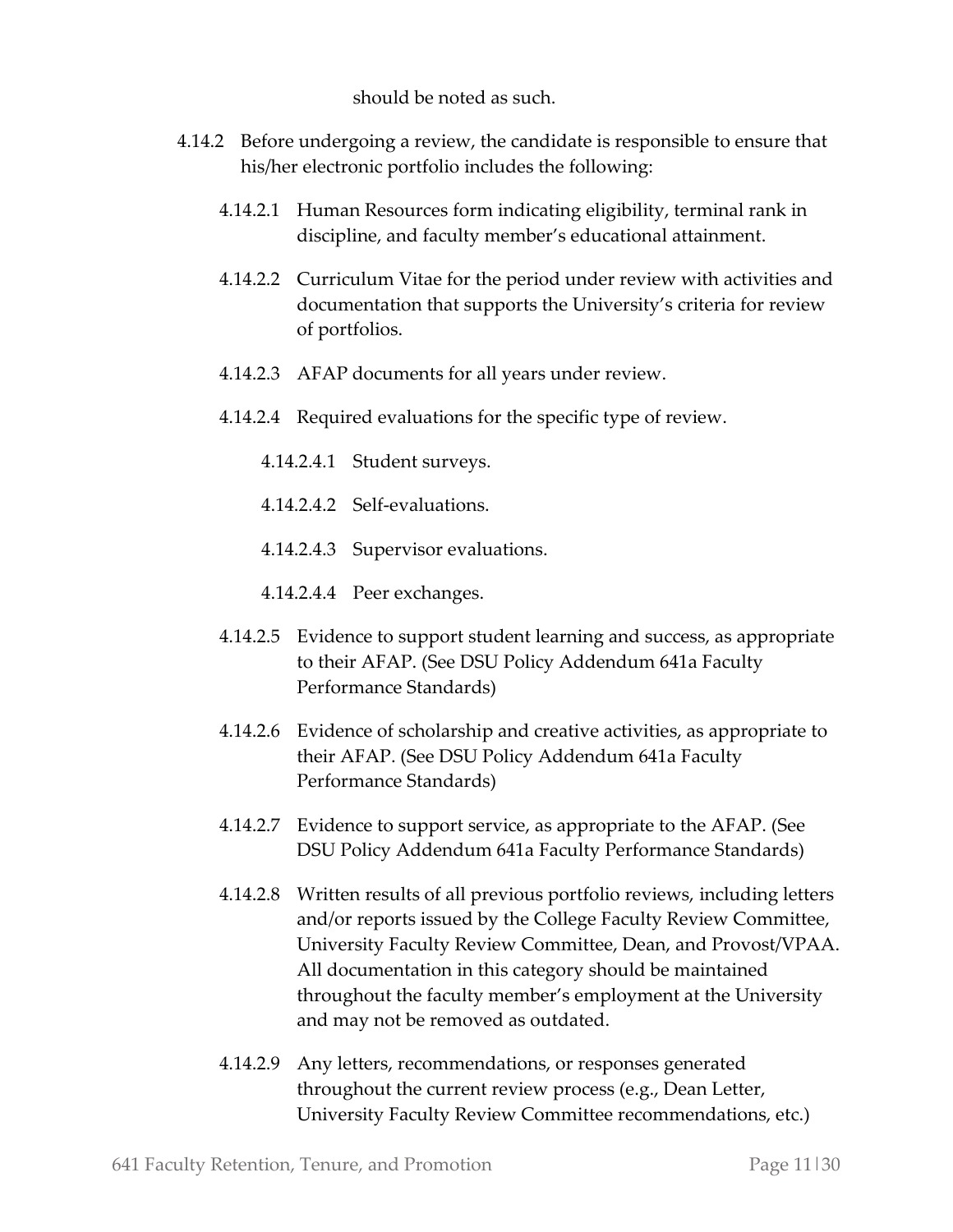should be noted as such.

4.14.2 Before undergoing a review, the candidate is responsible to ensure that his/her electronic portfolio includes the following:

4.14.2.1 Human Resources form indicating eligibility, terminal rank in discipline, and faculty member's educational attainment.

4.14.2.2 Curriculum Vitae for the period under review with activities and documentation that supports the University's criteria for review of portfolios.

4.14.2.3 AFAP documents for all years under review.

4.14.2.4 Required evaluations for the specific type of review.

4.14.2.4.1 Student surveys.

4.14.2.4.2 Self-evaluations.

4.14.2.4.3 Supervisor evaluations.

4.14.2.4.4 Peer exchanges.

4.14.2.5 Evidence to support student learning and success, as appropriate to their AFAP. (See DSU Policy Addendum 641a Faculty Performance Standards)

4.14.2.6 Evidence of scholarship and creative activities, as appropriate to their AFAP. (See DSU Policy Addendum 641a Faculty Performance Standards)

4.14.2.7 Evidence to support service, as appropriate to the AFAP. (See DSU Policy Addendum 641a Faculty Performance Standards)

4.14.2.8 Written results of all previous portfolio reviews, including letters and/or reports issued by the College Faculty Review Committee, University Faculty Review Committee, Dean, and Provost/VPAA. All documentation in this category should be maintained throughout the faculty member's employment at the University and may not be removed as outdated.

4.14.2.9 Any letters, recommendations, or responses generated throughout the current review process (e.g., Dean Letter, University Faculty Review Committee recommendations, etc.)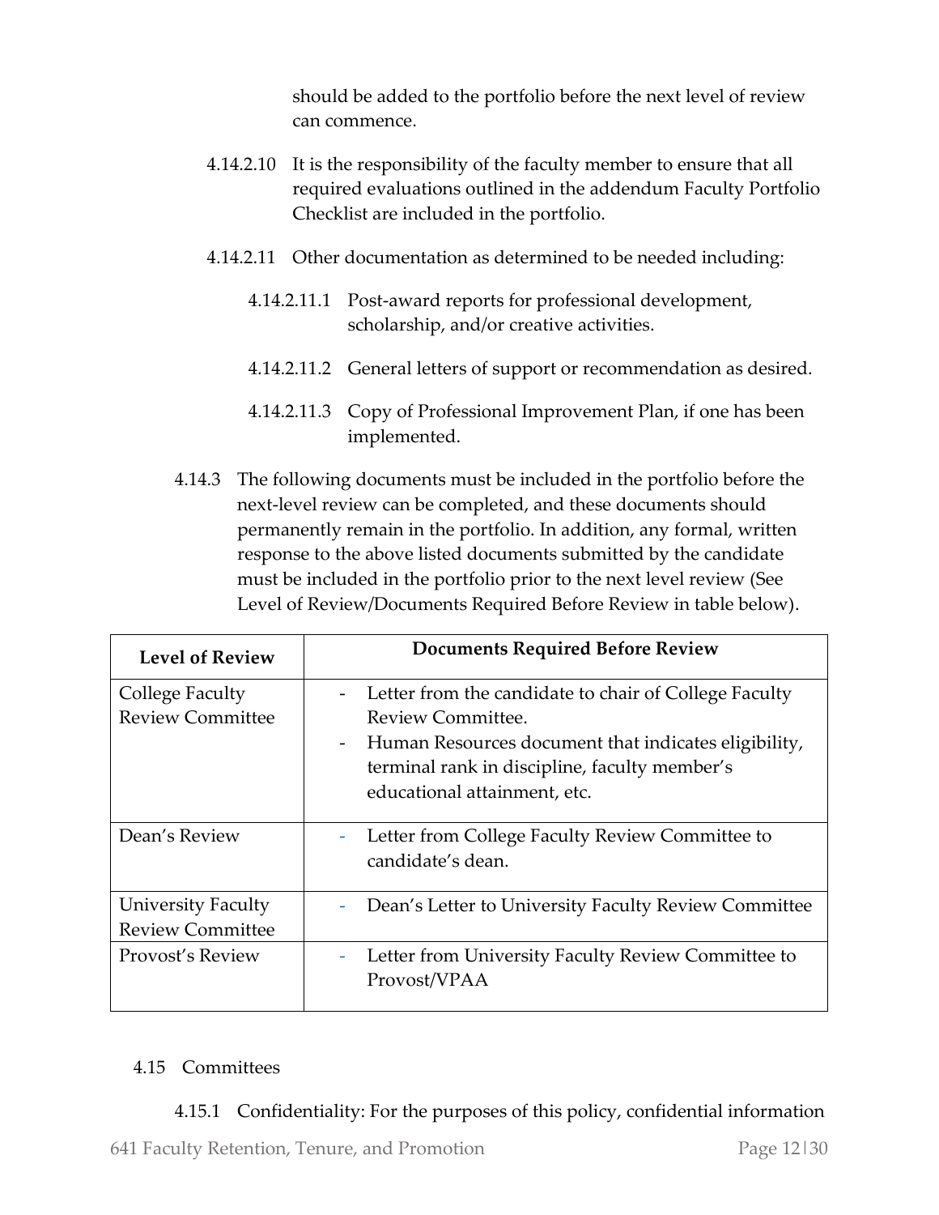should be added to the portfolio before the next level of review can commence.

4.14.2.10 It is the responsibility of the faculty member to ensure that all required evaluations outlined in the addendum Faculty Portfolio Checklist are included in the portfolio.

4.14.2.11 Other documentation as determined to be needed including:

4.14.2.11.1 Post-award reports for professional development, scholarship, and/or creative activities.

4.14.2.11.2 General letters of support or recommendation as desired.

4.14.2.11.3 Copy of Professional Improvement Plan, if one has been implemented.

4.14.3 The following documents must be included in the portfolio before the next-level review can be completed, and these documents should permanently remain in the portfolio. In addition, any formal, written response to the above listed documents submitted by the candidate must be included in the portfolio prior to the next level review (See Level of Review/Documents Required Before Review in table below).

| Level of Review | Documents Required Before Review |
| --- | --- |
| College Faculty Review Committee | - Letter from the candidate to chair of College Faculty Review Committee.<br>- Human Resources document that indicates eligibility, terminal rank in discipline, faculty member's educational attainment, etc. |
| Dean's Review | - Letter from College Faculty Review Committee to candidate's dean. |
| University Faculty Review Committee | - Dean's Letter to University Faculty Review Committee |
| Provost's Review | - Letter from University Faculty Review Committee to Provost/VPAA |

## 4.15 Committees

4.15.1 Confidentiality: For the purposes of this policy, confidential information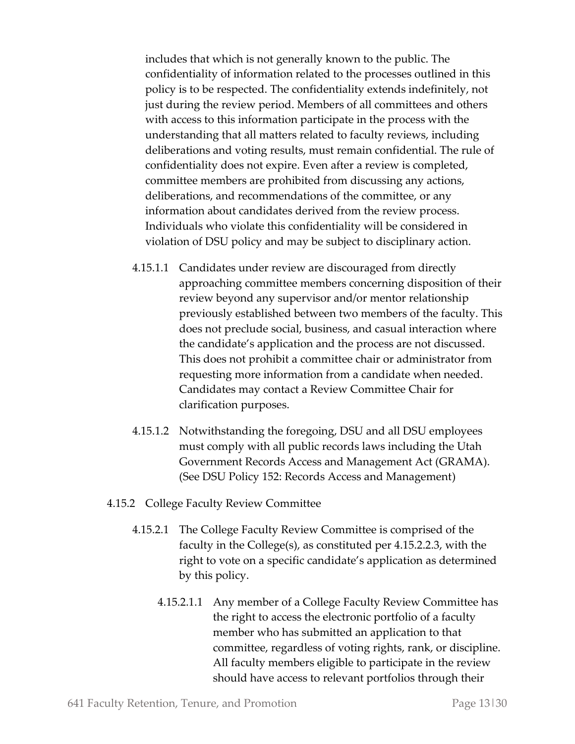includes that which is not generally known to the public. The confidentiality of information related to the processes outlined in this policy is to be respected. The confidentiality extends indefinitely, not just during the review period. Members of all committees and others with access to this information participate in the process with the understanding that all matters related to faculty reviews, including deliberations and voting results, must remain confidential. The rule of confidentiality does not expire. Even after a review is completed, committee members are prohibited from discussing any actions, deliberations, and recommendations of the committee, or any information about candidates derived from the review process. Individuals who violate this confidentiality will be considered in violation of DSU policy and may be subject to disciplinary action.

4.15.1.1 Candidates under review are discouraged from directly approaching committee members concerning disposition of their review beyond any supervisor and/or mentor relationship previously established between two members of the faculty. This does not preclude social, business, and casual interaction where the candidate's application and the process are not discussed. This does not prohibit a committee chair or administrator from requesting more information from a candidate when needed. Candidates may contact a Review Committee Chair for clarification purposes.

4.15.1.2 Notwithstanding the foregoing, DSU and all DSU employees must comply with all public records laws including the Utah Government Records Access and Management Act (GRAMA). (See DSU Policy 152: Records Access and Management)

4.15.2 College Faculty Review Committee

4.15.2.1 The College Faculty Review Committee is comprised of the faculty in the College(s), as constituted per 4.15.2.2.3, with the right to vote on a specific candidate's application as determined by this policy.

4.15.2.1.1 Any member of a College Faculty Review Committee has the right to access the electronic portfolio of a faculty member who has submitted an application to that committee, regardless of voting rights, rank, or discipline. All faculty members eligible to participate in the review should have access to relevant portfolios through their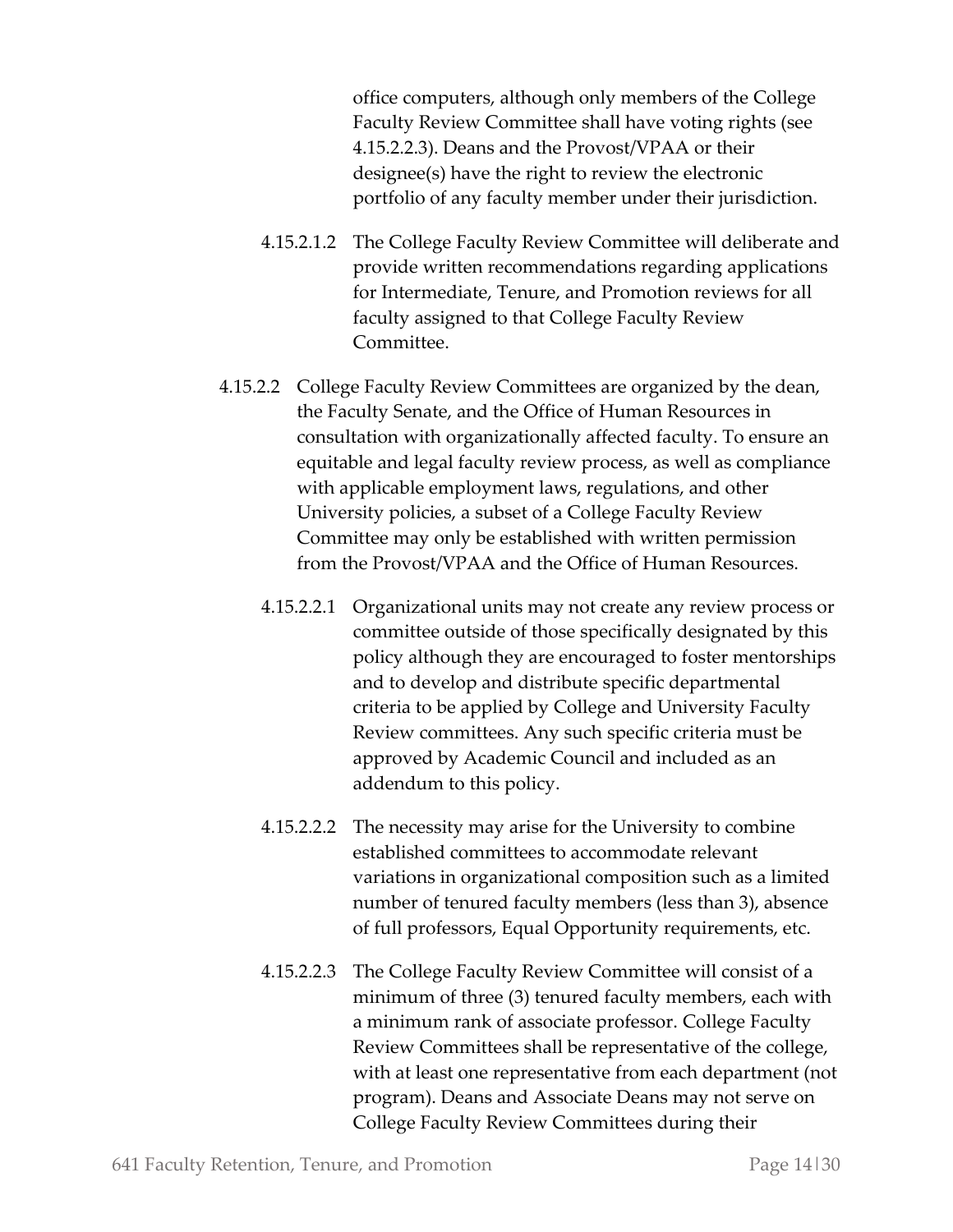office computers, although only members of the College Faculty Review Committee shall have voting rights (see 4.15.2.2.3). Deans and the Provost/VPAA or their designee(s) have the right to review the electronic portfolio of any faculty member under their jurisdiction.

4.15.2.1.2 The College Faculty Review Committee will deliberate and provide written recommendations regarding applications for Intermediate, Tenure, and Promotion reviews for all faculty assigned to that College Faculty Review Committee.

4.15.2.2 College Faculty Review Committees are organized by the dean, the Faculty Senate, and the Office of Human Resources in consultation with organizationally affected faculty. To ensure an equitable and legal faculty review process, as well as compliance with applicable employment laws, regulations, and other University policies, a subset of a College Faculty Review Committee may only be established with written permission from the Provost/VPAA and the Office of Human Resources.

4.15.2.2.1 Organizational units may not create any review process or committee outside of those specifically designated by this policy although they are encouraged to foster mentorships and to develop and distribute specific departmental criteria to be applied by College and University Faculty Review committees. Any such specific criteria must be approved by Academic Council and included as an addendum to this policy.

4.15.2.2.2 The necessity may arise for the University to combine established committees to accommodate relevant variations in organizational composition such as a limited number of tenured faculty members (less than 3), absence of full professors, Equal Opportunity requirements, etc.

4.15.2.2.3 The College Faculty Review Committee will consist of a minimum of three (3) tenured faculty members, each with a minimum rank of associate professor. College Faculty Review Committees shall be representative of the college, with at least one representative from each department (not program). Deans and Associate Deans may not serve on College Faculty Review Committees during their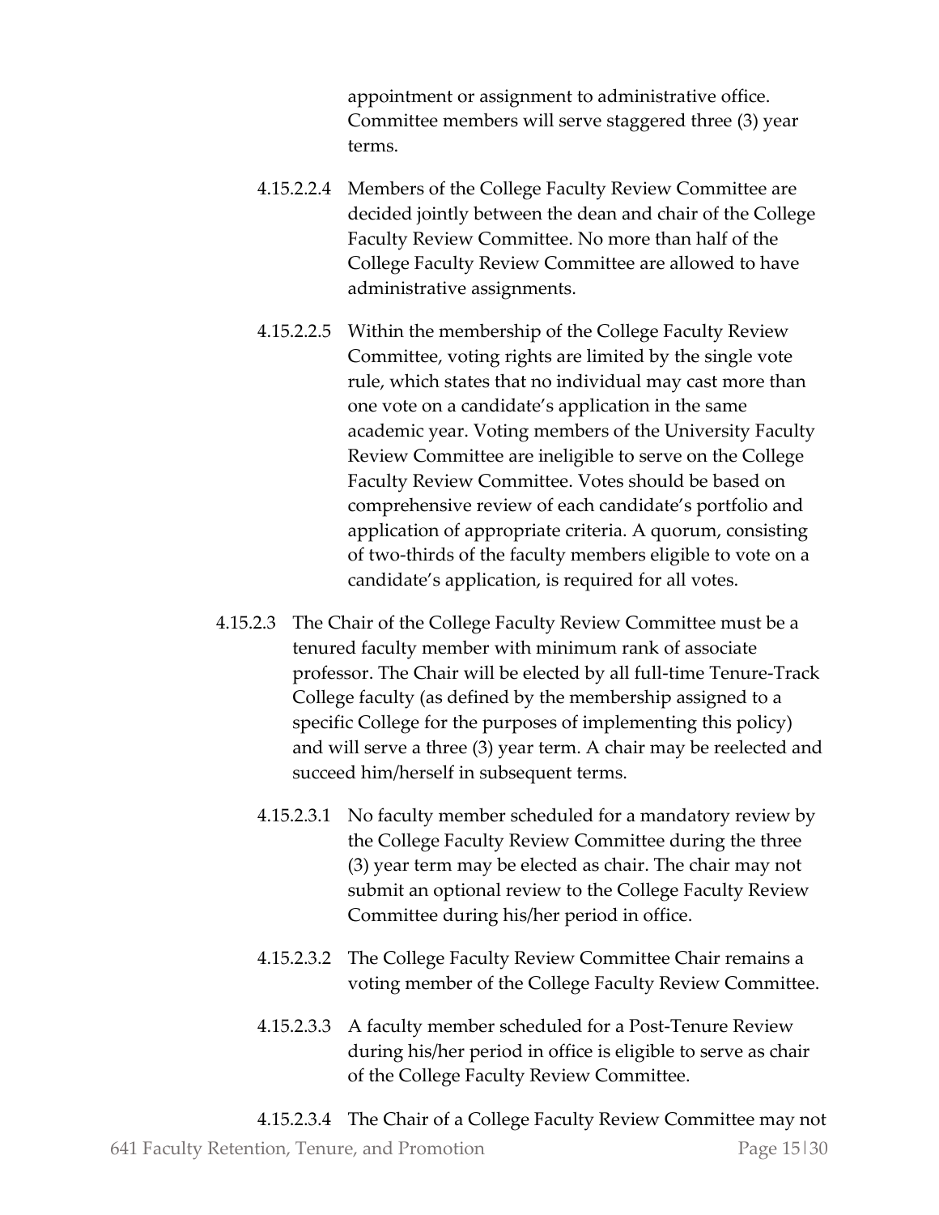appointment or assignment to administrative office. Committee members will serve staggered three (3) year terms.

4.15.2.2.4 Members of the College Faculty Review Committee are decided jointly between the dean and chair of the College Faculty Review Committee. No more than half of the College Faculty Review Committee are allowed to have administrative assignments.

4.15.2.2.5 Within the membership of the College Faculty Review Committee, voting rights are limited by the single vote rule, which states that no individual may cast more than one vote on a candidate's application in the same academic year. Voting members of the University Faculty Review Committee are ineligible to serve on the College Faculty Review Committee. Votes should be based on comprehensive review of each candidate's portfolio and application of appropriate criteria. A quorum, consisting of two-thirds of the faculty members eligible to vote on a candidate's application, is required for all votes.

4.15.2.3 The Chair of the College Faculty Review Committee must be a tenured faculty member with minimum rank of associate professor. The Chair will be elected by all full-time Tenure-Track College faculty (as defined by the membership assigned to a specific College for the purposes of implementing this policy) and will serve a three (3) year term. A chair may be reelected and succeed him/herself in subsequent terms.

4.15.2.3.1 No faculty member scheduled for a mandatory review by the College Faculty Review Committee during the three (3) year term may be elected as chair. The chair may not submit an optional review to the College Faculty Review Committee during his/her period in office.

4.15.2.3.2 The College Faculty Review Committee Chair remains a voting member of the College Faculty Review Committee.

4.15.2.3.3 A faculty member scheduled for a Post-Tenure Review during his/her period in office is eligible to serve as chair of the College Faculty Review Committee.

4.15.2.3.4 The Chair of a College Faculty Review Committee may not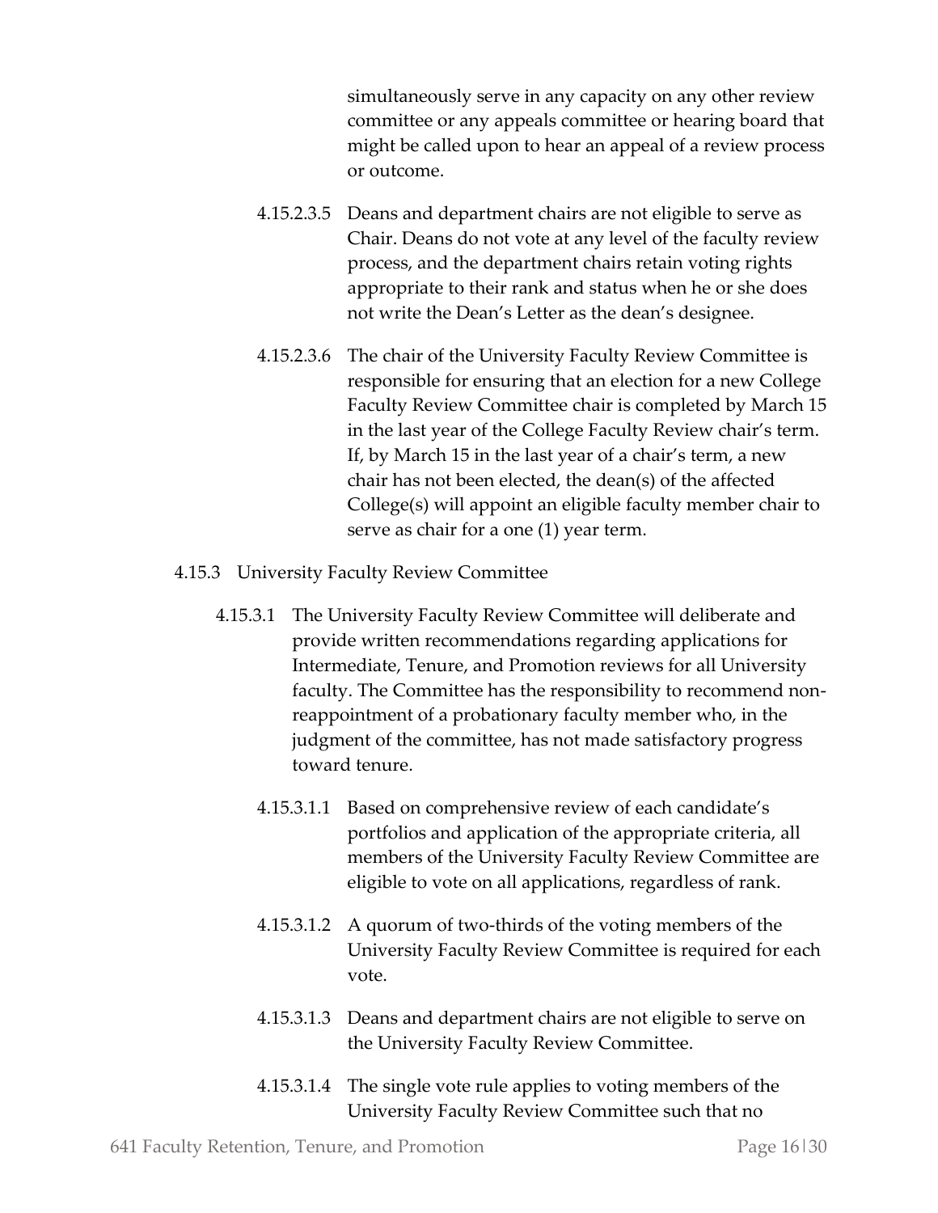simultaneously serve in any capacity on any other review committee or any appeals committee or hearing board that might be called upon to hear an appeal of a review process or outcome.

4.15.2.3.5 Deans and department chairs are not eligible to serve as Chair. Deans do not vote at any level of the faculty review process, and the department chairs retain voting rights appropriate to their rank and status when he or she does not write the Dean's Letter as the dean's designee.

4.15.2.3.6 The chair of the University Faculty Review Committee is responsible for ensuring that an election for a new College Faculty Review Committee chair is completed by March 15 in the last year of the College Faculty Review chair's term. If, by March 15 in the last year of a chair's term, a new chair has not been elected, the dean(s) of the affected College(s) will appoint an eligible faculty member chair to serve as chair for a one (1) year term.

4.15.3 University Faculty Review Committee

4.15.3.1 The University Faculty Review Committee will deliberate and provide written recommendations regarding applications for Intermediate, Tenure, and Promotion reviews for all University faculty. The Committee has the responsibility to recommend non-reappointment of a probationary faculty member who, in the judgment of the committee, has not made satisfactory progress toward tenure.

4.15.3.1.1 Based on comprehensive review of each candidate's portfolios and application of the appropriate criteria, all members of the University Faculty Review Committee are eligible to vote on all applications, regardless of rank.

4.15.3.1.2 A quorum of two-thirds of the voting members of the University Faculty Review Committee is required for each vote.

4.15.3.1.3 Deans and department chairs are not eligible to serve on the University Faculty Review Committee.

4.15.3.1.4 The single vote rule applies to voting members of the University Faculty Review Committee such that no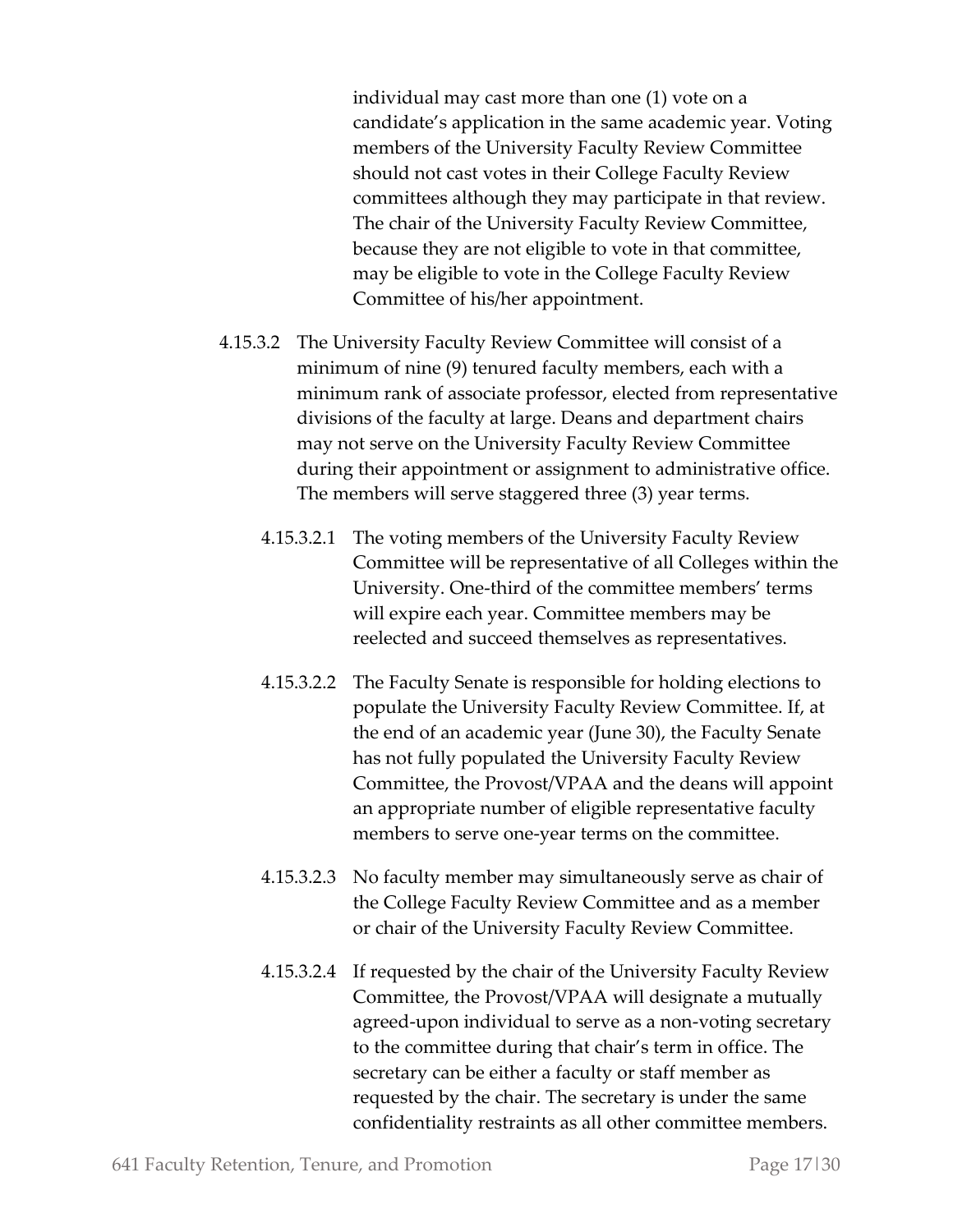individual may cast more than one (1) vote on a candidate's application in the same academic year. Voting members of the University Faculty Review Committee should not cast votes in their College Faculty Review committees although they may participate in that review. The chair of the University Faculty Review Committee, because they are not eligible to vote in that committee, may be eligible to vote in the College Faculty Review Committee of his/her appointment.

4.15.3.2 The University Faculty Review Committee will consist of a minimum of nine (9) tenured faculty members, each with a minimum rank of associate professor, elected from representative divisions of the faculty at large. Deans and department chairs may not serve on the University Faculty Review Committee during their appointment or assignment to administrative office. The members will serve staggered three (3) year terms.

4.15.3.2.1 The voting members of the University Faculty Review Committee will be representative of all Colleges within the University. One-third of the committee members' terms will expire each year. Committee members may be reelected and succeed themselves as representatives.

4.15.3.2.2 The Faculty Senate is responsible for holding elections to populate the University Faculty Review Committee. If, at the end of an academic year (June 30), the Faculty Senate has not fully populated the University Faculty Review Committee, the Provost/VPAA and the deans will appoint an appropriate number of eligible representative faculty members to serve one-year terms on the committee.

4.15.3.2.3 No faculty member may simultaneously serve as chair of the College Faculty Review Committee and as a member or chair of the University Faculty Review Committee.

4.15.3.2.4 If requested by the chair of the University Faculty Review Committee, the Provost/VPAA will designate a mutually agreed-upon individual to serve as a non-voting secretary to the committee during that chair's term in office. The secretary can be either a faculty or staff member as requested by the chair. The secretary is under the same confidentiality restraints as all other committee members.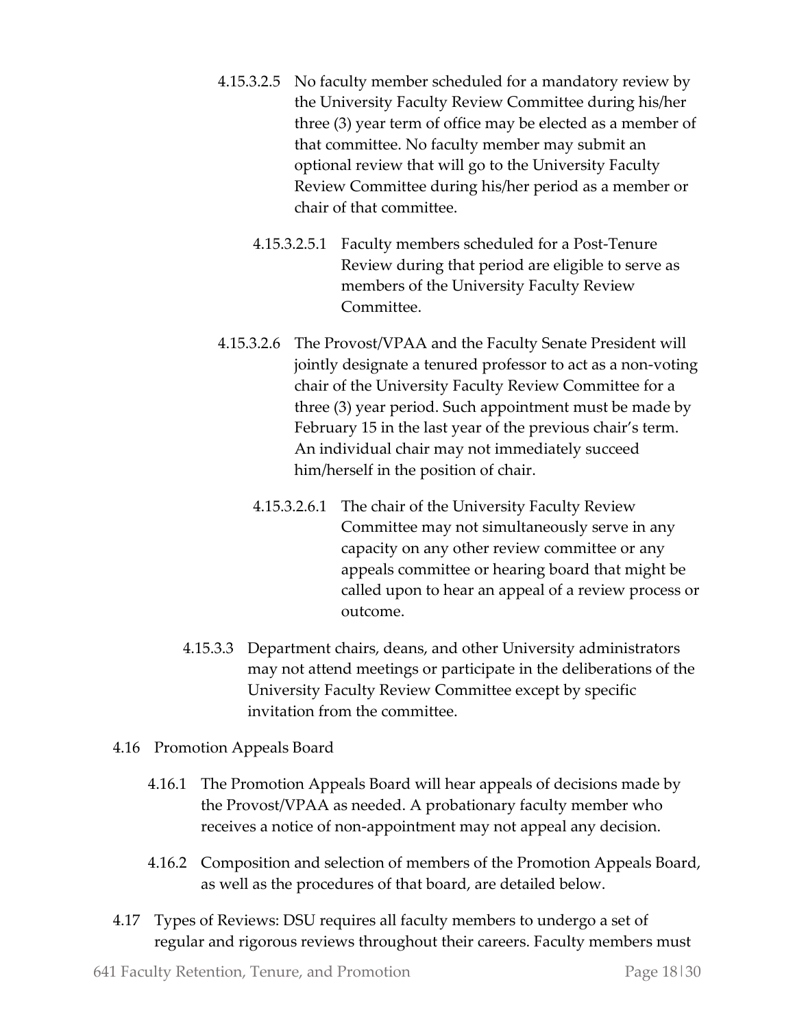4.15.3.2.5 No faculty member scheduled for a mandatory review by the University Faculty Review Committee during his/her three (3) year term of office may be elected as a member of that committee. No faculty member may submit an optional review that will go to the University Faculty Review Committee during his/her period as a member or chair of that committee.

4.15.3.2.5.1 Faculty members scheduled for a Post-Tenure Review during that period are eligible to serve as members of the University Faculty Review Committee.

4.15.3.2.6 The Provost/VPAA and the Faculty Senate President will jointly designate a tenured professor to act as a non-voting chair of the University Faculty Review Committee for a three (3) year period. Such appointment must be made by February 15 in the last year of the previous chair's term. An individual chair may not immediately succeed him/herself in the position of chair.

4.15.3.2.6.1 The chair of the University Faculty Review Committee may not simultaneously serve in any capacity on any other review committee or any appeals committee or hearing board that might be called upon to hear an appeal of a review process or outcome.

4.15.3.3 Department chairs, deans, and other University administrators may not attend meetings or participate in the deliberations of the University Faculty Review Committee except by specific invitation from the committee.

4.16 Promotion Appeals Board

4.16.1 The Promotion Appeals Board will hear appeals of decisions made by the Provost/VPAA as needed. A probationary faculty member who receives a notice of non-appointment may not appeal any decision.

4.16.2 Composition and selection of members of the Promotion Appeals Board, as well as the procedures of that board, are detailed below.

4.17 Types of Reviews: DSU requires all faculty members to undergo a set of regular and rigorous reviews throughout their careers. Faculty members must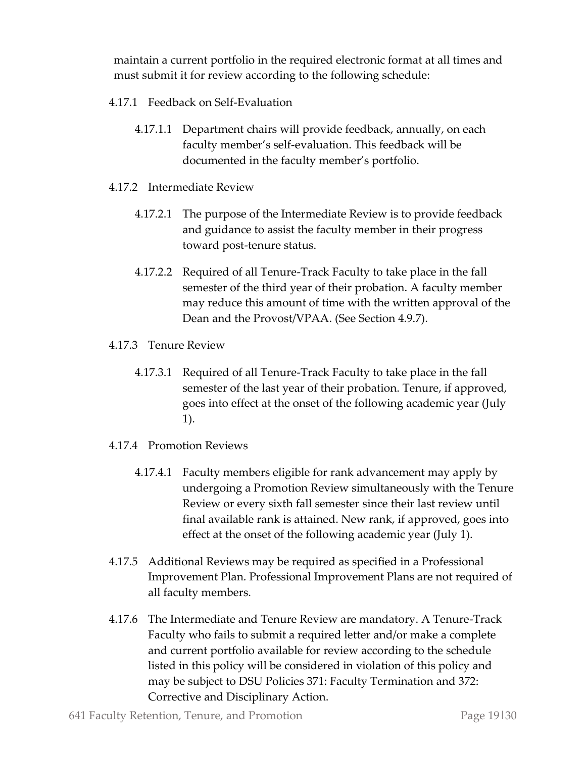maintain a current portfolio in the required electronic format at all times and must submit it for review according to the following schedule:

4.17.1 Feedback on Self-Evaluation

4.17.1.1 Department chairs will provide feedback, annually, on each faculty member's self-evaluation. This feedback will be documented in the faculty member's portfolio.

4.17.2 Intermediate Review

4.17.2.1 The purpose of the Intermediate Review is to provide feedback and guidance to assist the faculty member in their progress toward post-tenure status.

4.17.2.2 Required of all Tenure-Track Faculty to take place in the fall semester of the third year of their probation. A faculty member may reduce this amount of time with the written approval of the Dean and the Provost/VPAA. (See Section 4.9.7).

4.17.3 Tenure Review

4.17.3.1 Required of all Tenure-Track Faculty to take place in the fall semester of the last year of their probation. Tenure, if approved, goes into effect at the onset of the following academic year (July 1).

4.17.4 Promotion Reviews

4.17.4.1 Faculty members eligible for rank advancement may apply by undergoing a Promotion Review simultaneously with the Tenure Review or every sixth fall semester since their last review until final available rank is attained. New rank, if approved, goes into effect at the onset of the following academic year (July 1).

4.17.5 Additional Reviews may be required as specified in a Professional Improvement Plan. Professional Improvement Plans are not required of all faculty members.

4.17.6 The Intermediate and Tenure Review are mandatory. A Tenure-Track Faculty who fails to submit a required letter and/or make a complete and current portfolio available for review according to the schedule listed in this policy will be considered in violation of this policy and may be subject to DSU Policies 371: Faculty Termination and 372: Corrective and Disciplinary Action.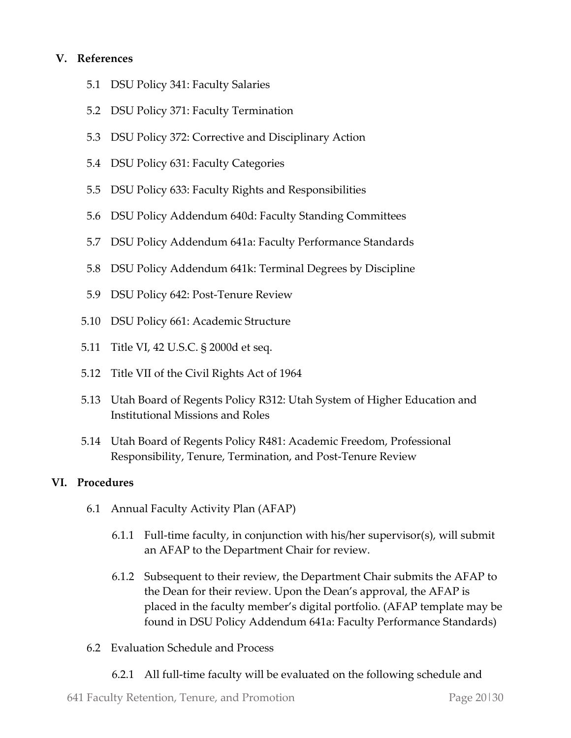## V. References

5.1 DSU Policy 341: Faculty Salaries

5.2 DSU Policy 371: Faculty Termination

5.3 DSU Policy 372: Corrective and Disciplinary Action

5.4 DSU Policy 631: Faculty Categories

5.5 DSU Policy 633: Faculty Rights and Responsibilities

5.6 DSU Policy Addendum 640d: Faculty Standing Committees

5.7 DSU Policy Addendum 641a: Faculty Performance Standards

5.8 DSU Policy Addendum 641k: Terminal Degrees by Discipline

5.9 DSU Policy 642: Post-Tenure Review

5.10 DSU Policy 661: Academic Structure

5.11 Title VI, 42 U.S.C. § 2000d et seq.

5.12 Title VII of the Civil Rights Act of 1964

5.13 Utah Board of Regents Policy R312: Utah System of Higher Education and Institutional Missions and Roles

5.14 Utah Board of Regents Policy R481: Academic Freedom, Professional Responsibility, Tenure, Termination, and Post-Tenure Review

## VI. Procedures

6.1 Annual Faculty Activity Plan (AFAP)

6.1.1 Full-time faculty, in conjunction with his/her supervisor(s), will submit an AFAP to the Department Chair for review.

6.1.2 Subsequent to their review, the Department Chair submits the AFAP to the Dean for their review. Upon the Dean's approval, the AFAP is placed in the faculty member's digital portfolio. (AFAP template may be found in DSU Policy Addendum 641a: Faculty Performance Standards)

6.2 Evaluation Schedule and Process

6.2.1 All full-time faculty will be evaluated on the following schedule and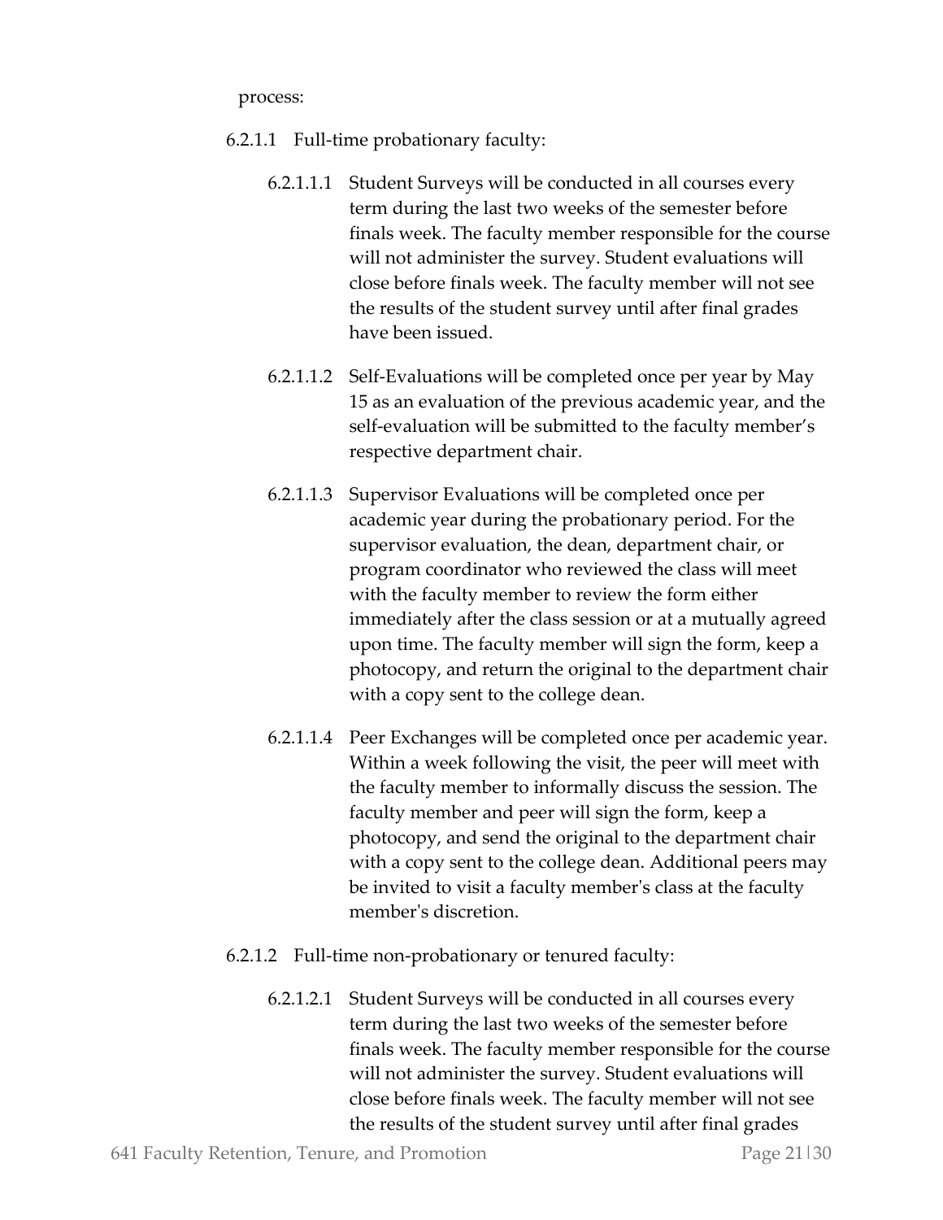process:

6.2.1.1 Full-time probationary faculty:

6.2.1.1.1 Student Surveys will be conducted in all courses every term during the last two weeks of the semester before finals week. The faculty member responsible for the course will not administer the survey. Student evaluations will close before finals week. The faculty member will not see the results of the student survey until after final grades have been issued.

6.2.1.1.2 Self-Evaluations will be completed once per year by May 15 as an evaluation of the previous academic year, and the self-evaluation will be submitted to the faculty member's respective department chair.

6.2.1.1.3 Supervisor Evaluations will be completed once per academic year during the probationary period. For the supervisor evaluation, the dean, department chair, or program coordinator who reviewed the class will meet with the faculty member to review the form either immediately after the class session or at a mutually agreed upon time. The faculty member will sign the form, keep a photocopy, and return the original to the department chair with a copy sent to the college dean.

6.2.1.1.4 Peer Exchanges will be completed once per academic year. Within a week following the visit, the peer will meet with the faculty member to informally discuss the session. The faculty member and peer will sign the form, keep a photocopy, and send the original to the department chair with a copy sent to the college dean. Additional peers may be invited to visit a faculty member's class at the faculty member's discretion.

6.2.1.2 Full-time non-probationary or tenured faculty:

6.2.1.2.1 Student Surveys will be conducted in all courses every term during the last two weeks of the semester before finals week. The faculty member responsible for the course will not administer the survey. Student evaluations will close before finals week. The faculty member will not see the results of the student survey until after final grades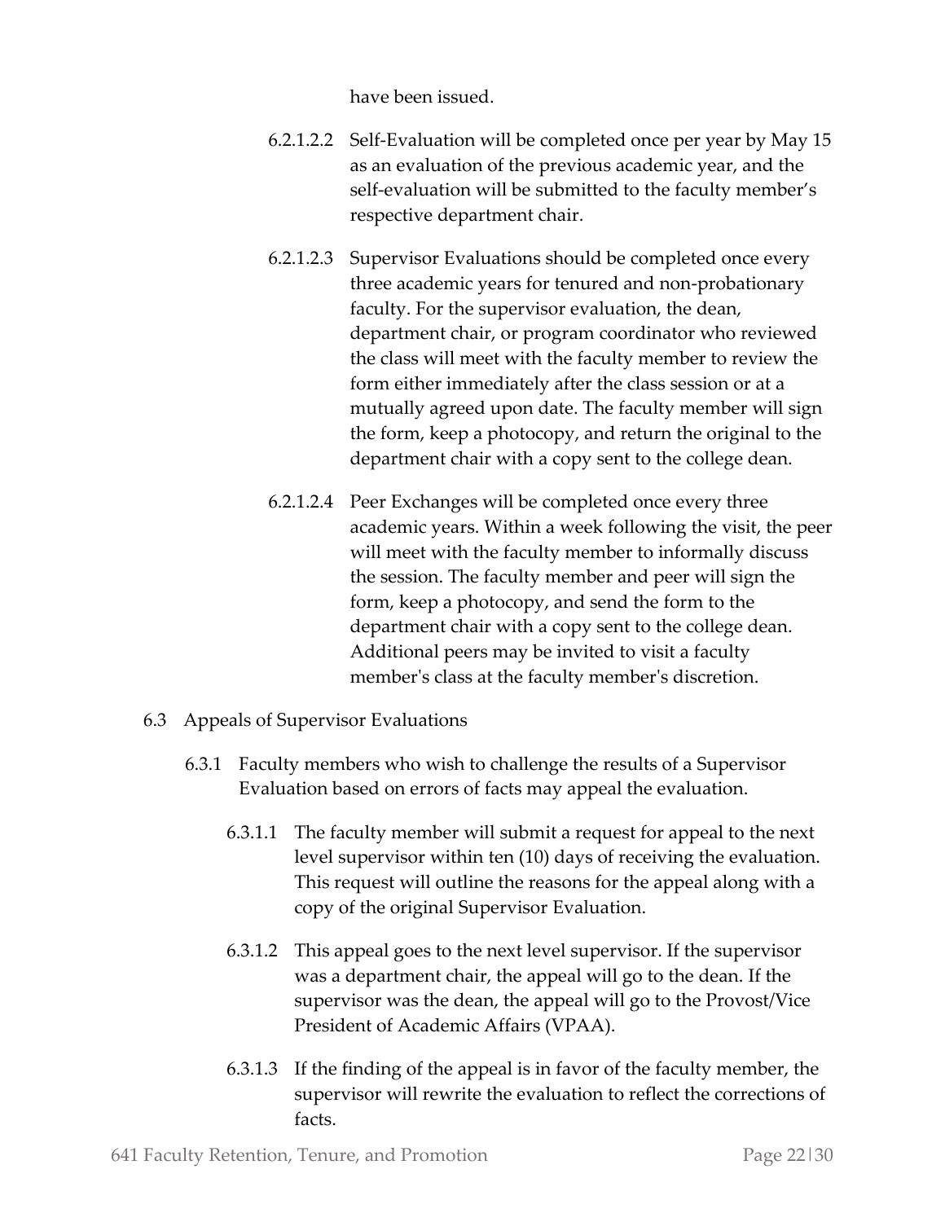have been issued.

6.2.1.2.2 Self-Evaluation will be completed once per year by May 15 as an evaluation of the previous academic year, and the self-evaluation will be submitted to the faculty member's respective department chair.

6.2.1.2.3 Supervisor Evaluations should be completed once every three academic years for tenured and non-probationary faculty. For the supervisor evaluation, the dean, department chair, or program coordinator who reviewed the class will meet with the faculty member to review the form either immediately after the class session or at a mutually agreed upon date. The faculty member will sign the form, keep a photocopy, and return the original to the department chair with a copy sent to the college dean.

6.2.1.2.4 Peer Exchanges will be completed once every three academic years. Within a week following the visit, the peer will meet with the faculty member to informally discuss the session. The faculty member and peer will sign the form, keep a photocopy, and send the form to the department chair with a copy sent to the college dean. Additional peers may be invited to visit a faculty member's class at the faculty member's discretion.

6.3 Appeals of Supervisor Evaluations

6.3.1 Faculty members who wish to challenge the results of a Supervisor Evaluation based on errors of facts may appeal the evaluation.

6.3.1.1 The faculty member will submit a request for appeal to the next level supervisor within ten (10) days of receiving the evaluation. This request will outline the reasons for the appeal along with a copy of the original Supervisor Evaluation.

6.3.1.2 This appeal goes to the next level supervisor. If the supervisor was a department chair, the appeal will go to the dean. If the supervisor was the dean, the appeal will go to the Provost/Vice President of Academic Affairs (VPAA).

6.3.1.3 If the finding of the appeal is in favor of the faculty member, the supervisor will rewrite the evaluation to reflect the corrections of facts.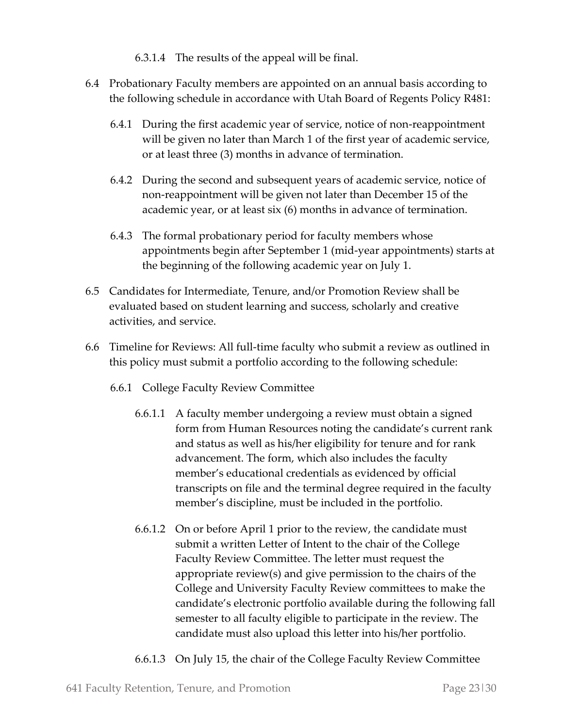6.3.1.4 The results of the appeal will be final.

6.4 Probationary Faculty members are appointed on an annual basis according to the following schedule in accordance with Utah Board of Regents Policy R481:

6.4.1 During the first academic year of service, notice of non-reappointment will be given no later than March 1 of the first year of academic service, or at least three (3) months in advance of termination.

6.4.2 During the second and subsequent years of academic service, notice of non-reappointment will be given not later than December 15 of the academic year, or at least six (6) months in advance of termination.

6.4.3 The formal probationary period for faculty members whose appointments begin after September 1 (mid-year appointments) starts at the beginning of the following academic year on July 1.

6.5 Candidates for Intermediate, Tenure, and/or Promotion Review shall be evaluated based on student learning and success, scholarly and creative activities, and service.

6.6 Timeline for Reviews: All full-time faculty who submit a review as outlined in this policy must submit a portfolio according to the following schedule:

6.6.1 College Faculty Review Committee

6.6.1.1 A faculty member undergoing a review must obtain a signed form from Human Resources noting the candidate's current rank and status as well as his/her eligibility for tenure and for rank advancement. The form, which also includes the faculty member's educational credentials as evidenced by official transcripts on file and the terminal degree required in the faculty member's discipline, must be included in the portfolio.

6.6.1.2 On or before April 1 prior to the review, the candidate must submit a written Letter of Intent to the chair of the College Faculty Review Committee. The letter must request the appropriate review(s) and give permission to the chairs of the College and University Faculty Review committees to make the candidate's electronic portfolio available during the following fall semester to all faculty eligible to participate in the review. The candidate must also upload this letter into his/her portfolio.

6.6.1.3 On July 15, the chair of the College Faculty Review Committee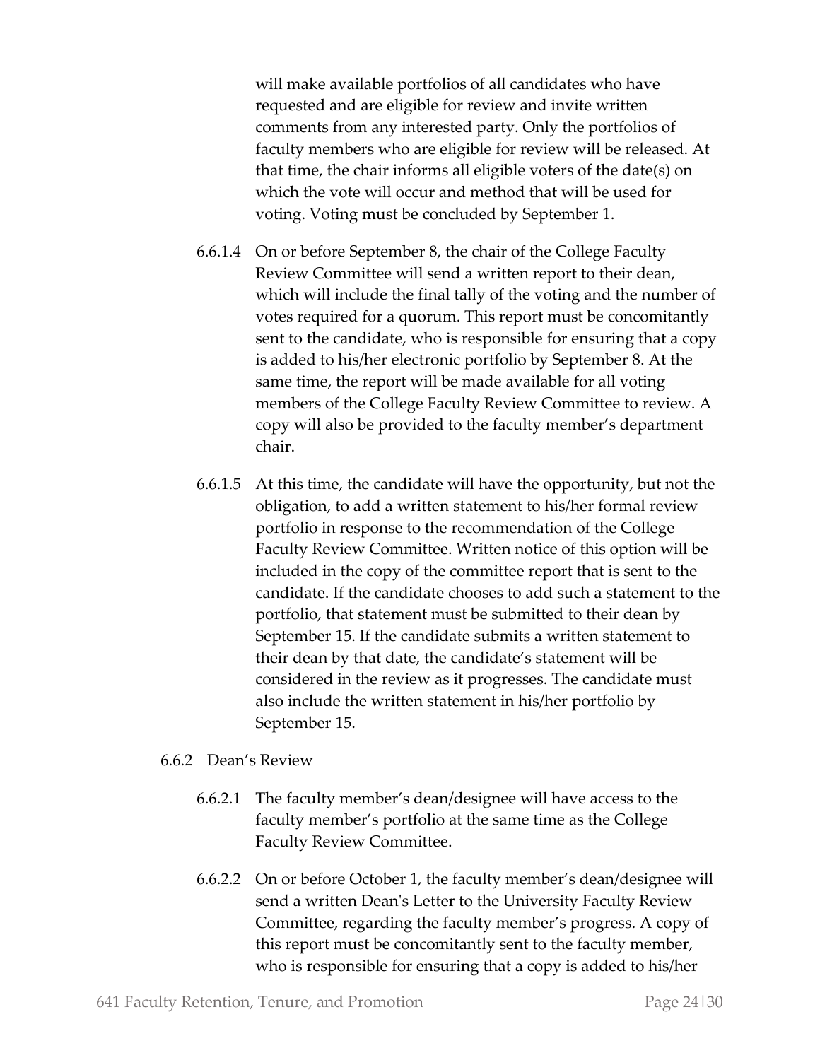will make available portfolios of all candidates who have requested and are eligible for review and invite written comments from any interested party. Only the portfolios of faculty members who are eligible for review will be released. At that time, the chair informs all eligible voters of the date(s) on which the vote will occur and method that will be used for voting. Voting must be concluded by September 1.

6.6.1.4 On or before September 8, the chair of the College Faculty Review Committee will send a written report to their dean, which will include the final tally of the voting and the number of votes required for a quorum. This report must be concomitantly sent to the candidate, who is responsible for ensuring that a copy is added to his/her electronic portfolio by September 8. At the same time, the report will be made available for all voting members of the College Faculty Review Committee to review. A copy will also be provided to the faculty member's department chair.

6.6.1.5 At this time, the candidate will have the opportunity, but not the obligation, to add a written statement to his/her formal review portfolio in response to the recommendation of the College Faculty Review Committee. Written notice of this option will be included in the copy of the committee report that is sent to the candidate. If the candidate chooses to add such a statement to the portfolio, that statement must be submitted to their dean by September 15. If the candidate submits a written statement to their dean by that date, the candidate's statement will be considered in the review as it progresses. The candidate must also include the written statement in his/her portfolio by September 15.

6.6.2 Dean's Review

6.6.2.1 The faculty member's dean/designee will have access to the faculty member's portfolio at the same time as the College Faculty Review Committee.

6.6.2.2 On or before October 1, the faculty member's dean/designee will send a written Dean's Letter to the University Faculty Review Committee, regarding the faculty member's progress. A copy of this report must be concomitantly sent to the faculty member, who is responsible for ensuring that a copy is added to his/her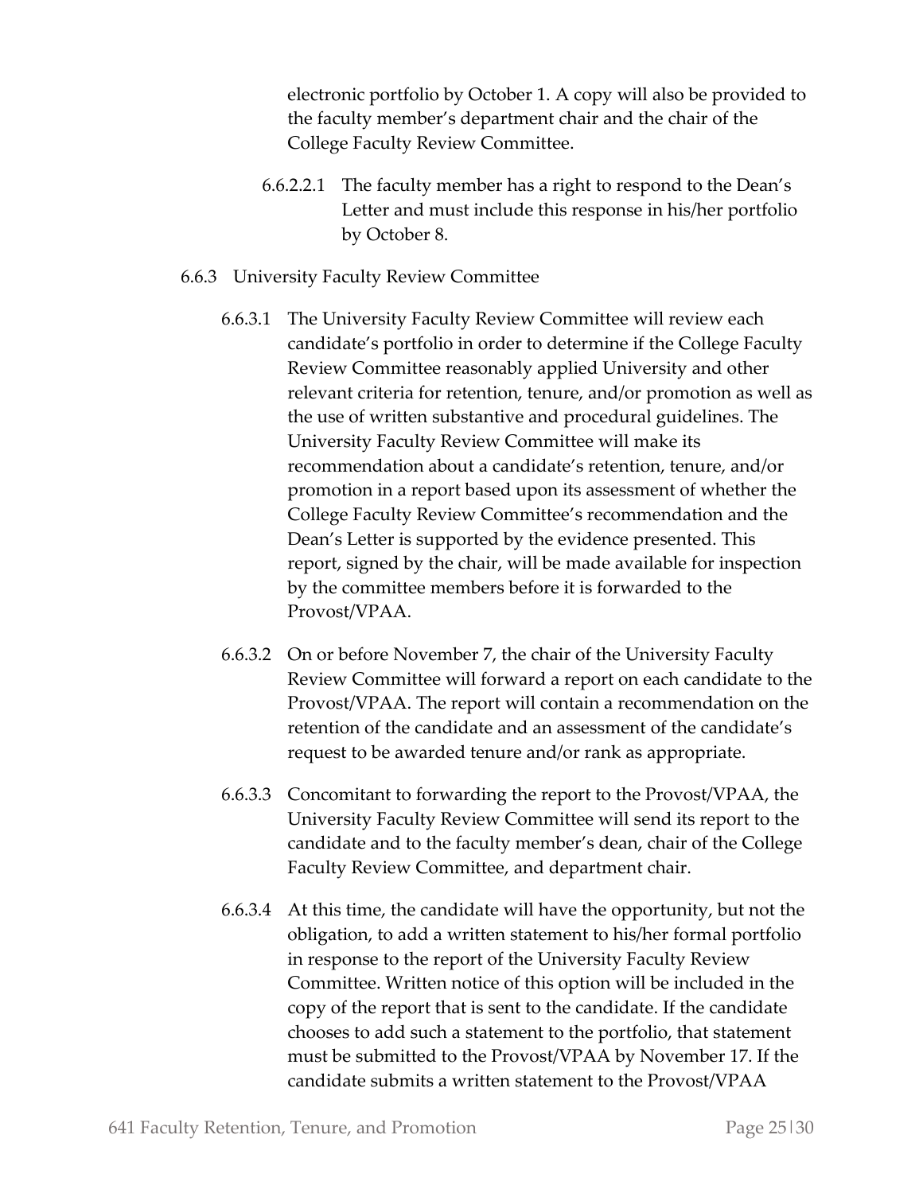electronic portfolio by October 1. A copy will also be provided to the faculty member's department chair and the chair of the College Faculty Review Committee.

6.6.2.2.1 The faculty member has a right to respond to the Dean's Letter and must include this response in his/her portfolio by October 8.

6.6.3 University Faculty Review Committee

6.6.3.1 The University Faculty Review Committee will review each candidate's portfolio in order to determine if the College Faculty Review Committee reasonably applied University and other relevant criteria for retention, tenure, and/or promotion as well as the use of written substantive and procedural guidelines. The University Faculty Review Committee will make its recommendation about a candidate's retention, tenure, and/or promotion in a report based upon its assessment of whether the College Faculty Review Committee's recommendation and the Dean's Letter is supported by the evidence presented. This report, signed by the chair, will be made available for inspection by the committee members before it is forwarded to the Provost/VPAA.

6.6.3.2 On or before November 7, the chair of the University Faculty Review Committee will forward a report on each candidate to the Provost/VPAA. The report will contain a recommendation on the retention of the candidate and an assessment of the candidate's request to be awarded tenure and/or rank as appropriate.

6.6.3.3 Concomitant to forwarding the report to the Provost/VPAA, the University Faculty Review Committee will send its report to the candidate and to the faculty member's dean, chair of the College Faculty Review Committee, and department chair.

6.6.3.4 At this time, the candidate will have the opportunity, but not the obligation, to add a written statement to his/her formal portfolio in response to the report of the University Faculty Review Committee. Written notice of this option will be included in the copy of the report that is sent to the candidate. If the candidate chooses to add such a statement to the portfolio, that statement must be submitted to the Provost/VPAA by November 17. If the candidate submits a written statement to the Provost/VPAA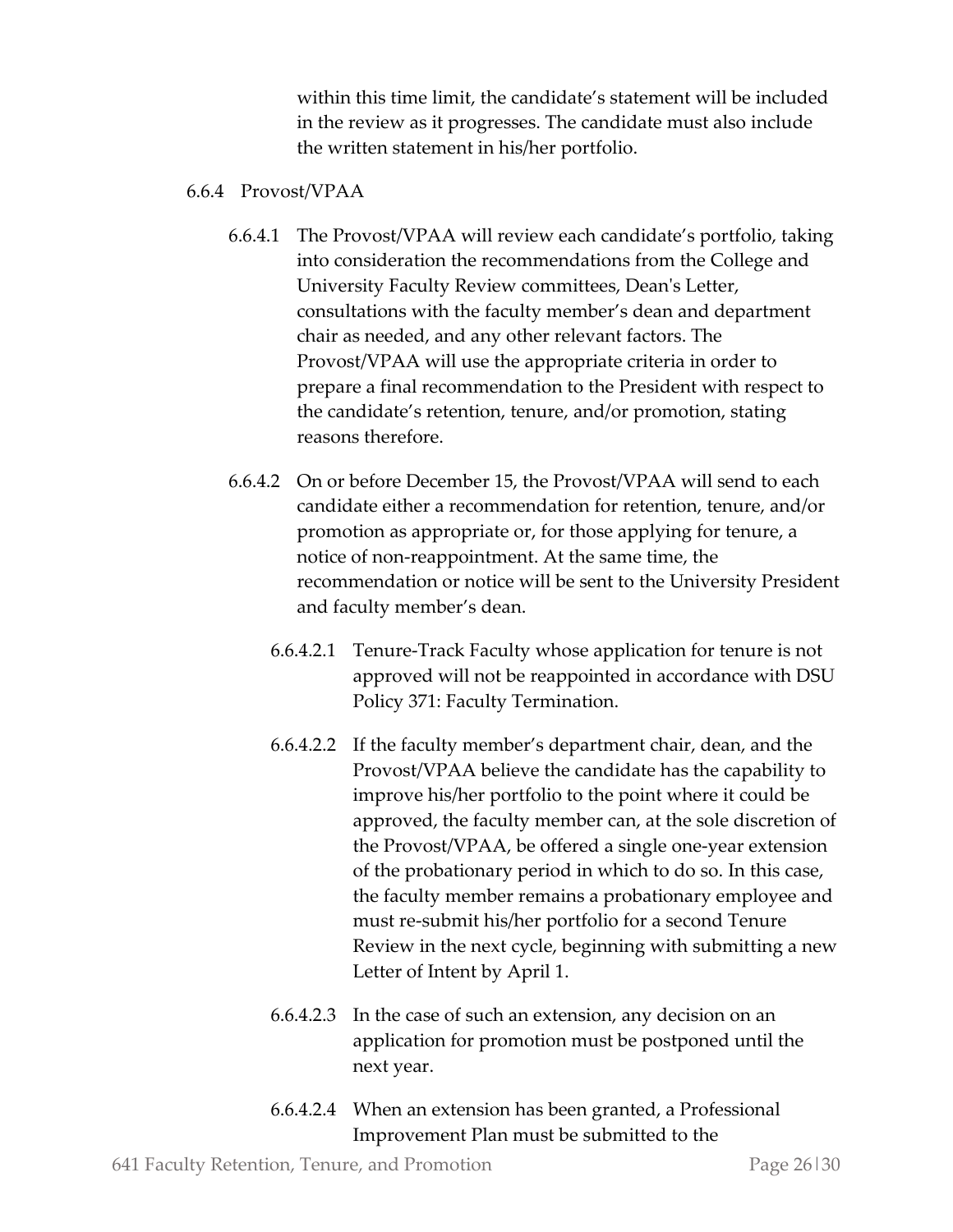within this time limit, the candidate's statement will be included in the review as it progresses. The candidate must also include the written statement in his/her portfolio.

6.6.4 Provost/VPAA

6.6.4.1 The Provost/VPAA will review each candidate's portfolio, taking into consideration the recommendations from the College and University Faculty Review committees, Dean's Letter, consultations with the faculty member's dean and department chair as needed, and any other relevant factors. The Provost/VPAA will use the appropriate criteria in order to prepare a final recommendation to the President with respect to the candidate's retention, tenure, and/or promotion, stating reasons therefore.

6.6.4.2 On or before December 15, the Provost/VPAA will send to each candidate either a recommendation for retention, tenure, and/or promotion as appropriate or, for those applying for tenure, a notice of non-reappointment. At the same time, the recommendation or notice will be sent to the University President and faculty member's dean.

6.6.4.2.1 Tenure-Track Faculty whose application for tenure is not approved will not be reappointed in accordance with DSU Policy 371: Faculty Termination.

6.6.4.2.2 If the faculty member's department chair, dean, and the Provost/VPAA believe the candidate has the capability to improve his/her portfolio to the point where it could be approved, the faculty member can, at the sole discretion of the Provost/VPAA, be offered a single one-year extension of the probationary period in which to do so. In this case, the faculty member remains a probationary employee and must re-submit his/her portfolio for a second Tenure Review in the next cycle, beginning with submitting a new Letter of Intent by April 1.

6.6.4.2.3 In the case of such an extension, any decision on an application for promotion must be postponed until the next year.

6.6.4.2.4 When an extension has been granted, a Professional Improvement Plan must be submitted to the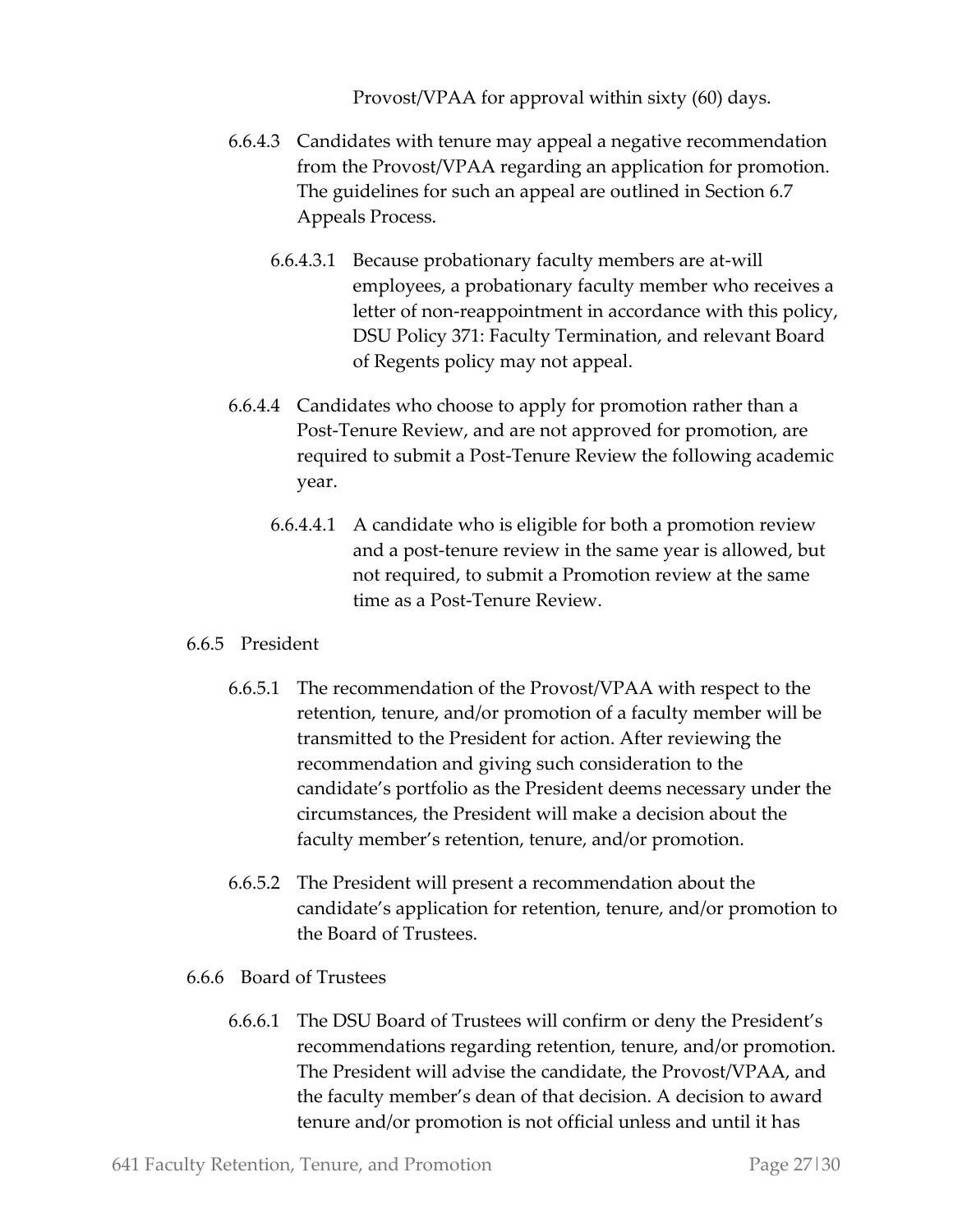Provost/VPAA for approval within sixty (60) days.

6.6.4.3 Candidates with tenure may appeal a negative recommendation from the Provost/VPAA regarding an application for promotion. The guidelines for such an appeal are outlined in Section 6.7 Appeals Process.

6.6.4.3.1 Because probationary faculty members are at-will employees, a probationary faculty member who receives a letter of non-reappointment in accordance with this policy, DSU Policy 371: Faculty Termination, and relevant Board of Regents policy may not appeal.

6.6.4.4 Candidates who choose to apply for promotion rather than a Post-Tenure Review, and are not approved for promotion, are required to submit a Post-Tenure Review the following academic year.

6.6.4.4.1 A candidate who is eligible for both a promotion review and a post-tenure review in the same year is allowed, but not required, to submit a Promotion review at the same time as a Post-Tenure Review.

6.6.5 President

6.6.5.1 The recommendation of the Provost/VPAA with respect to the retention, tenure, and/or promotion of a faculty member will be transmitted to the President for action. After reviewing the recommendation and giving such consideration to the candidate's portfolio as the President deems necessary under the circumstances, the President will make a decision about the faculty member's retention, tenure, and/or promotion.

6.6.5.2 The President will present a recommendation about the candidate's application for retention, tenure, and/or promotion to the Board of Trustees.

6.6.6 Board of Trustees

6.6.6.1 The DSU Board of Trustees will confirm or deny the President's recommendations regarding retention, tenure, and/or promotion. The President will advise the candidate, the Provost/VPAA, and the faculty member's dean of that decision. A decision to award tenure and/or promotion is not official unless and until it has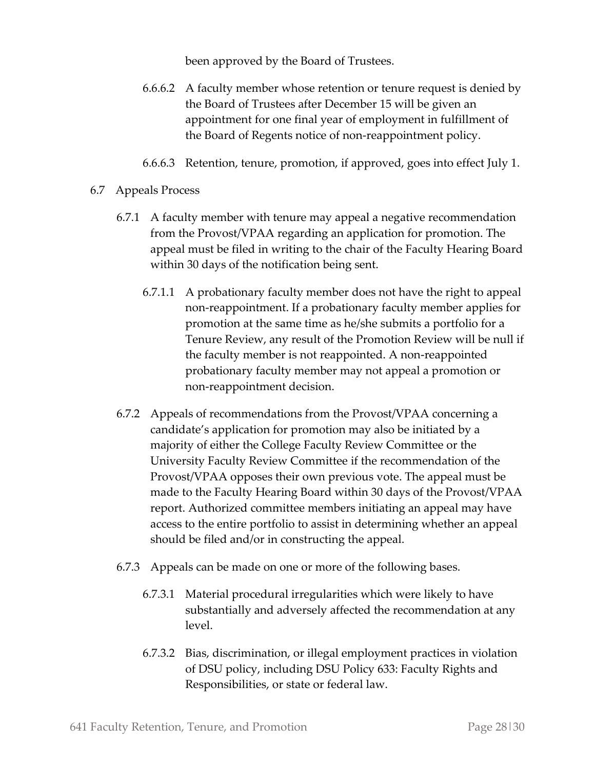been approved by the Board of Trustees.

6.6.6.2 A faculty member whose retention or tenure request is denied by the Board of Trustees after December 15 will be given an appointment for one final year of employment in fulfillment of the Board of Regents notice of non-reappointment policy.

6.6.6.3 Retention, tenure, promotion, if approved, goes into effect July 1.

6.7 Appeals Process

6.7.1 A faculty member with tenure may appeal a negative recommendation from the Provost/VPAA regarding an application for promotion. The appeal must be filed in writing to the chair of the Faculty Hearing Board within 30 days of the notification being sent.

6.7.1.1 A probationary faculty member does not have the right to appeal non-reappointment. If a probationary faculty member applies for promotion at the same time as he/she submits a portfolio for a Tenure Review, any result of the Promotion Review will be null if the faculty member is not reappointed. A non-reappointed probationary faculty member may not appeal a promotion or non-reappointment decision.

6.7.2 Appeals of recommendations from the Provost/VPAA concerning a candidate's application for promotion may also be initiated by a majority of either the College Faculty Review Committee or the University Faculty Review Committee if the recommendation of the Provost/VPAA opposes their own previous vote. The appeal must be made to the Faculty Hearing Board within 30 days of the Provost/VPAA report. Authorized committee members initiating an appeal may have access to the entire portfolio to assist in determining whether an appeal should be filed and/or in constructing the appeal.

6.7.3 Appeals can be made on one or more of the following bases.

6.7.3.1 Material procedural irregularities which were likely to have substantially and adversely affected the recommendation at any level.

6.7.3.2 Bias, discrimination, or illegal employment practices in violation of DSU policy, including DSU Policy 633: Faculty Rights and Responsibilities, or state or federal law.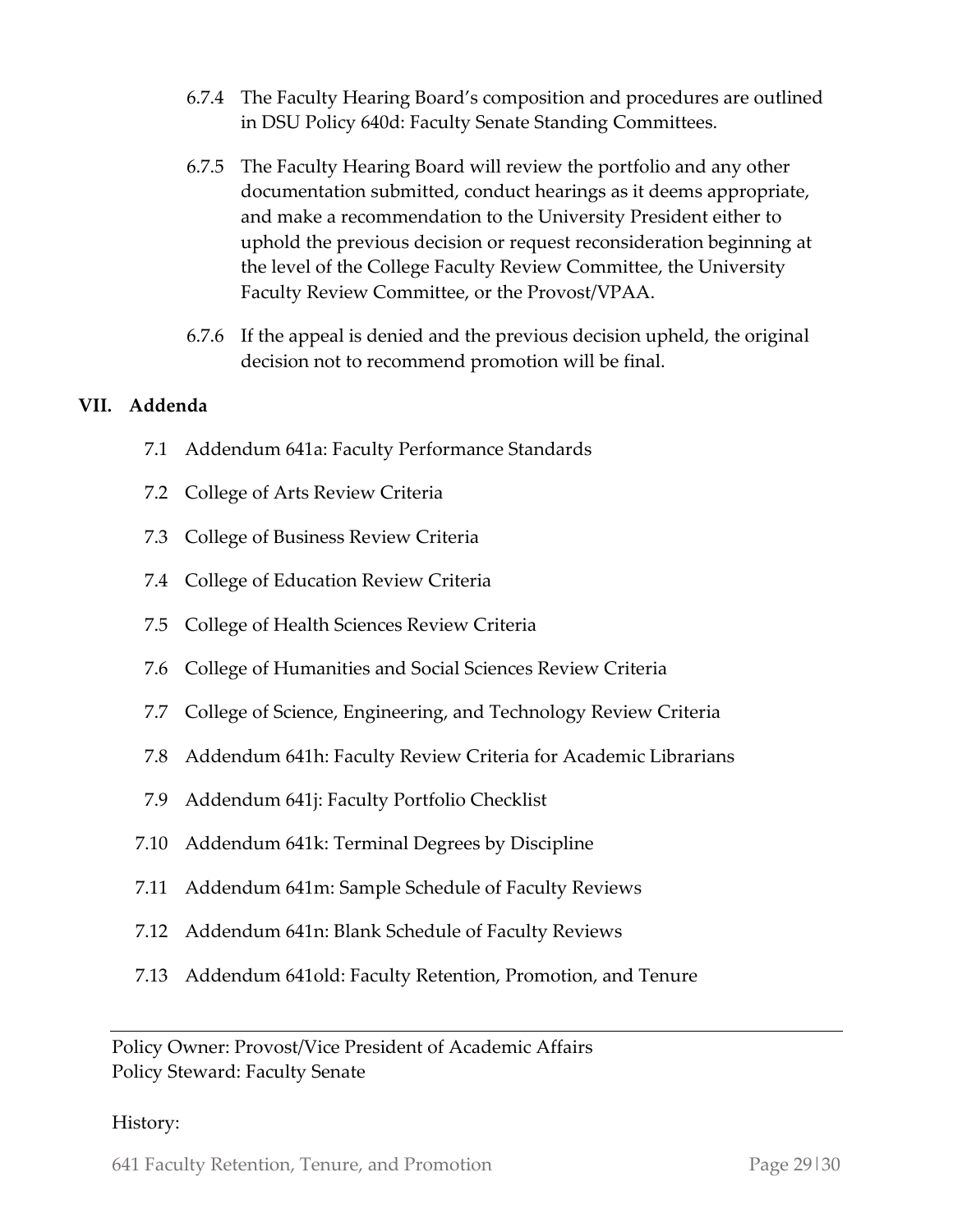6.7.4 The Faculty Hearing Board's composition and procedures are outlined in DSU Policy 640d: Faculty Senate Standing Committees.

6.7.5 The Faculty Hearing Board will review the portfolio and any other documentation submitted, conduct hearings as it deems appropriate, and make a recommendation to the University President either to uphold the previous decision or request reconsideration beginning at the level of the College Faculty Review Committee, the University Faculty Review Committee, or the Provost/VPAA.

6.7.6 If the appeal is denied and the previous decision upheld, the original decision not to recommend promotion will be final.

## VII. Addenda

7.1 Addendum 641a: Faculty Performance Standards

7.2 College of Arts Review Criteria

7.3 College of Business Review Criteria

7.4 College of Education Review Criteria

7.5 College of Health Sciences Review Criteria

7.6 College of Humanities and Social Sciences Review Criteria

7.7 College of Science, Engineering, and Technology Review Criteria

7.8 Addendum 641h: Faculty Review Criteria for Academic Librarians

7.9 Addendum 641j: Faculty Portfolio Checklist

7.10 Addendum 641k: Terminal Degrees by Discipline

7.11 Addendum 641m: Sample Schedule of Faculty Reviews

7.12 Addendum 641n: Blank Schedule of Faculty Reviews

7.13 Addendum 641old: Faculty Retention, Promotion, and Tenure

---

Policy Owner: Provost/Vice President of Academic Affairs
Policy Steward: Faculty Senate

History: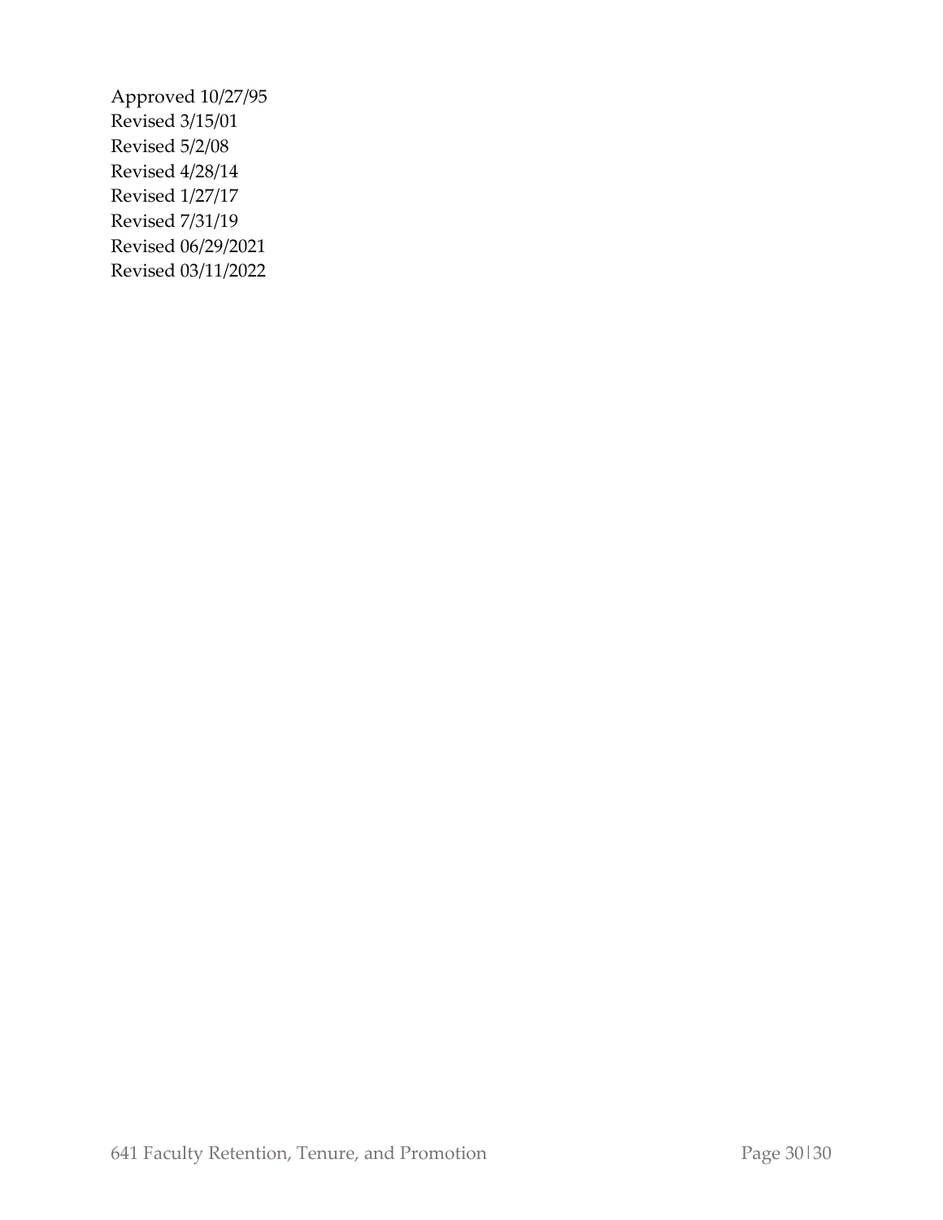Approved 10/27/95
Revised 3/15/01
Revised 5/2/08
Revised 4/28/14
Revised 1/27/17
Revised 7/31/19
Revised 06/29/2021
Revised 03/11/2022